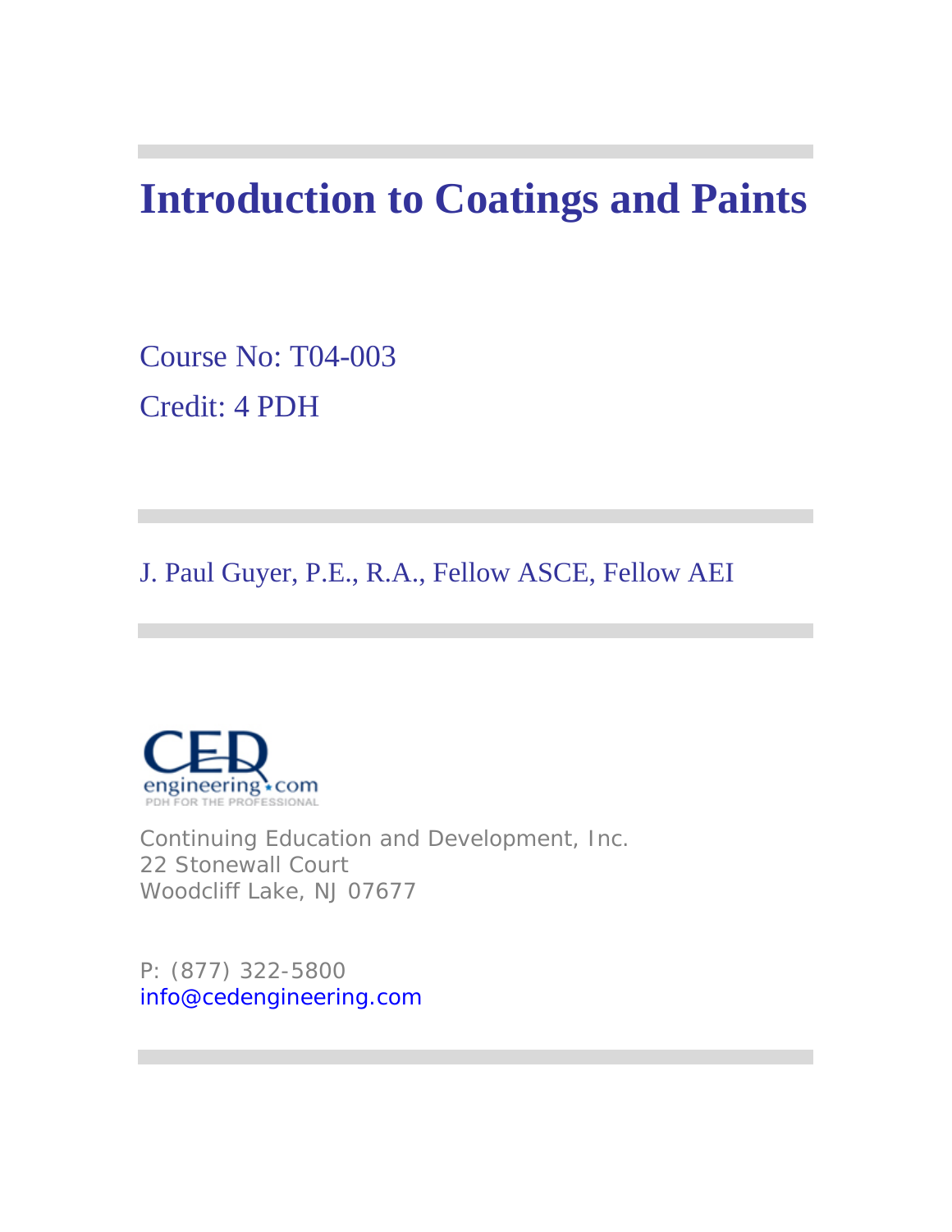# Introduction to Coatings and Paints

Course No: T04-003

Credit: 4 PDH

J. Paul Guyer, P.E., R.A., Fellow ASCE, Fellow AEI

CED engineering.com
PDH FOR THE PROFESSIONAL

Continuing Education and Development, Inc.
22 Stonewall Court
Woodcliff Lake, NJ 07677

P: (877) 322-5800
info@cedengineering.com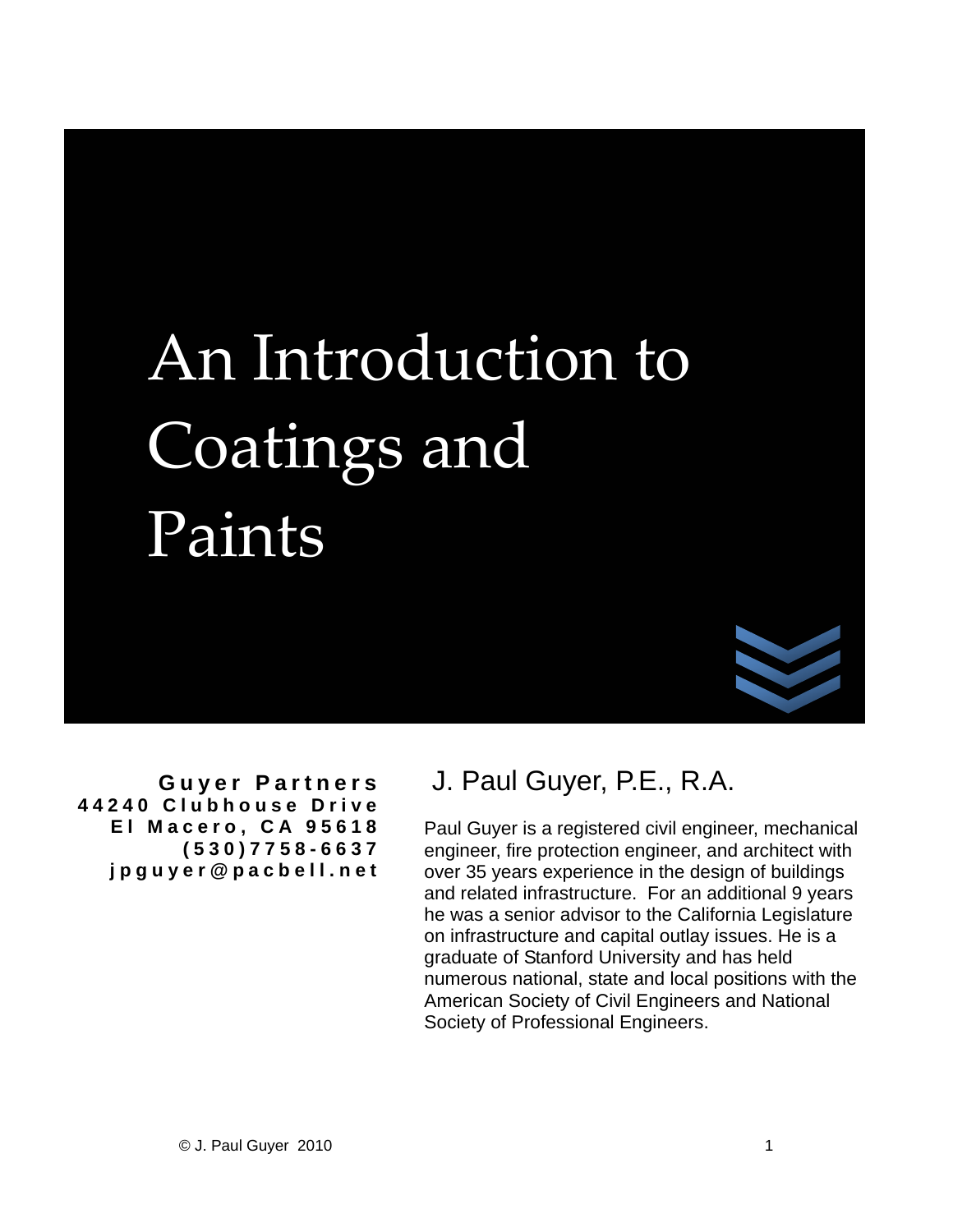# An Introduction to Coatings and Paints

**Guyer Partners**
**44240 Clubhouse Drive**
**El Macero, CA 95618**
**(530)7758-6637**
**jpguyer@pacbell.net**

## J. Paul Guyer, P.E., R.A.

Paul Guyer is a registered civil engineer, mechanical engineer, fire protection engineer, and architect with over 35 years experience in the design of buildings and related infrastructure. For an additional 9 years he was a senior advisor to the California Legislature on infrastructure and capital outlay issues. He is a graduate of Stanford University and has held numerous national, state and local positions with the American Society of Civil Engineers and National Society of Professional Engineers.

© J. Paul Guyer 2010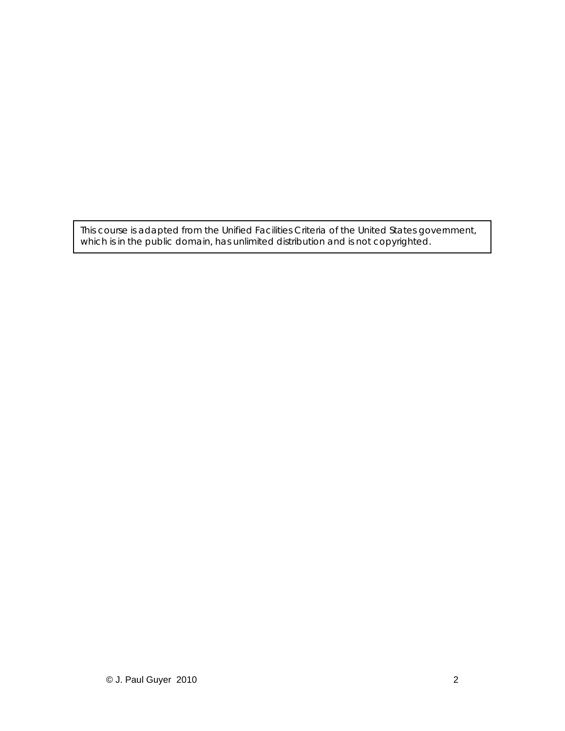This course is adapted from the Unified Facilities Criteria of the United States government, which is in the public domain, has unlimited distribution and is not copyrighted.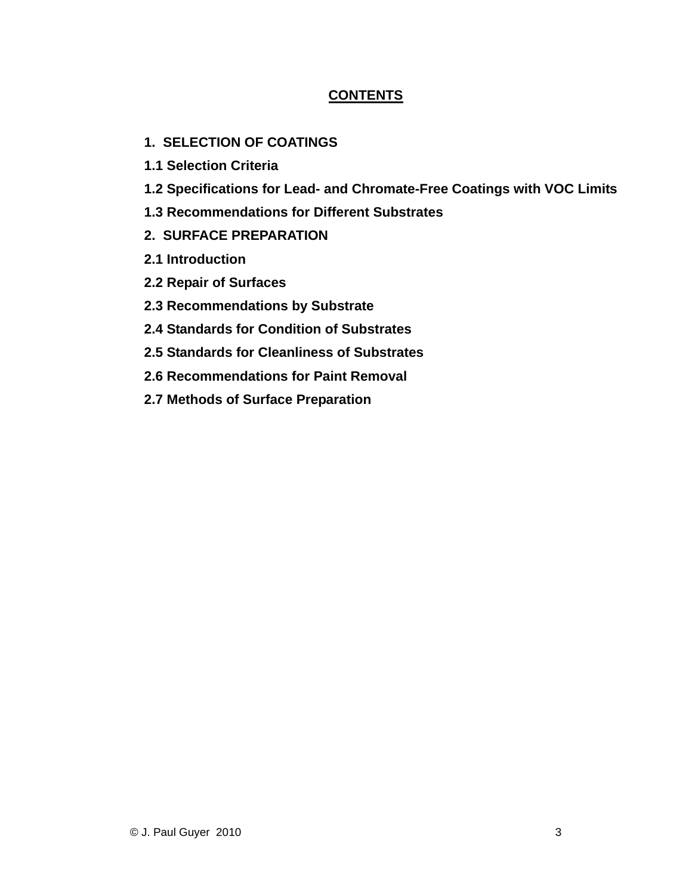**CONTENTS**

**1. SELECTION OF COATINGS**

**1.1 Selection Criteria**

**1.2 Specifications for Lead- and Chromate-Free Coatings with VOC Limits**

**1.3 Recommendations for Different Substrates**

**2. SURFACE PREPARATION**

**2.1 Introduction**

**2.2 Repair of Surfaces**

**2.3 Recommendations by Substrate**

**2.4 Standards for Condition of Substrates**

**2.5 Standards for Cleanliness of Substrates**

**2.6 Recommendations for Paint Removal**

**2.7 Methods of Surface Preparation**

© J. Paul Guyer 2010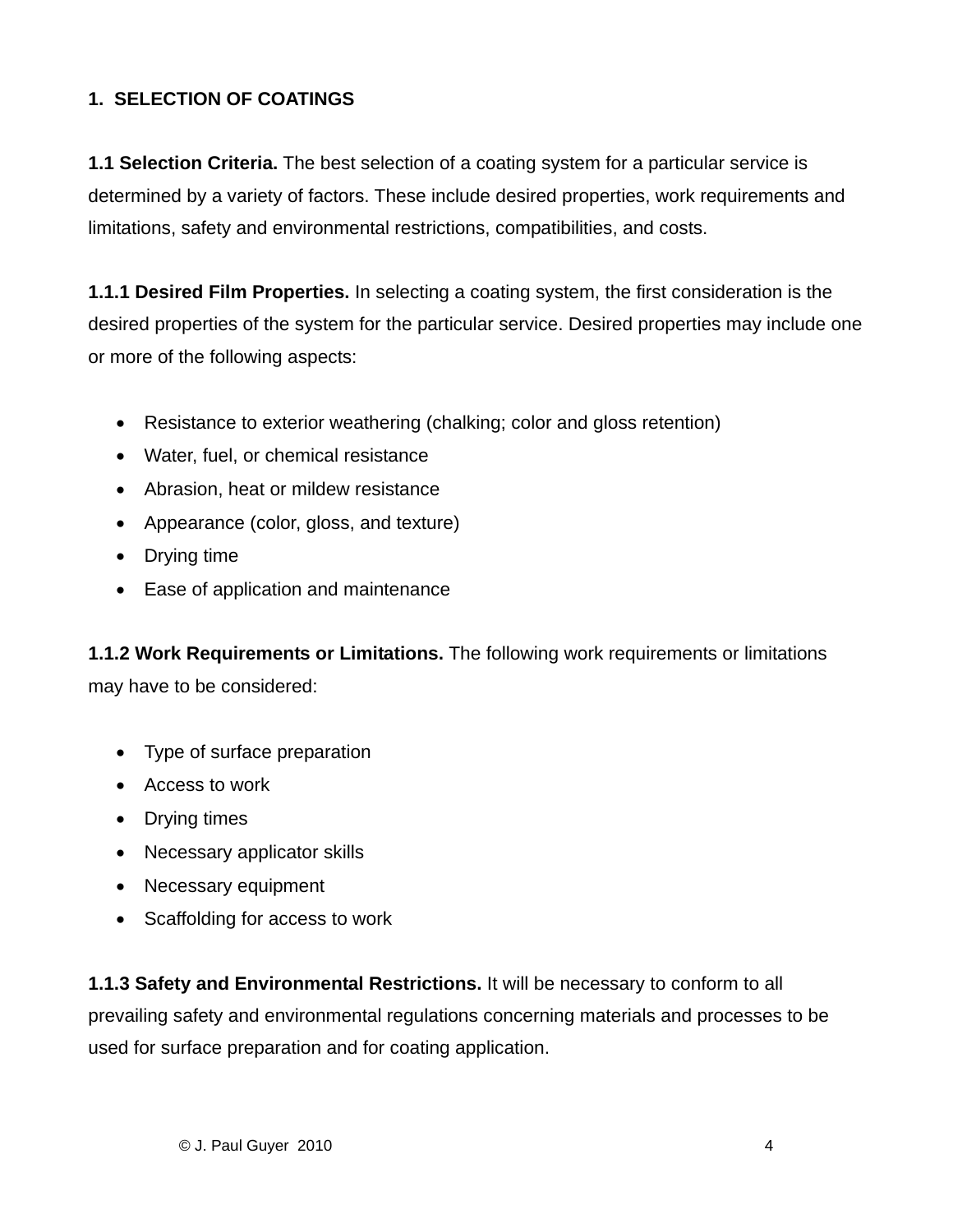## 1. SELECTION OF COATINGS

**1.1 Selection Criteria.** The best selection of a coating system for a particular service is determined by a variety of factors. These include desired properties, work requirements and limitations, safety and environmental restrictions, compatibilities, and costs.

**1.1.1 Desired Film Properties.** In selecting a coating system, the first consideration is the desired properties of the system for the particular service. Desired properties may include one or more of the following aspects:

- Resistance to exterior weathering (chalking; color and gloss retention)
- Water, fuel, or chemical resistance
- Abrasion, heat or mildew resistance
- Appearance (color, gloss, and texture)
- Drying time
- Ease of application and maintenance

**1.1.2 Work Requirements or Limitations.** The following work requirements or limitations may have to be considered:

- Type of surface preparation
- Access to work
- Drying times
- Necessary applicator skills
- Necessary equipment
- Scaffolding for access to work

**1.1.3 Safety and Environmental Restrictions.** It will be necessary to conform to all prevailing safety and environmental regulations concerning materials and processes to be used for surface preparation and for coating application.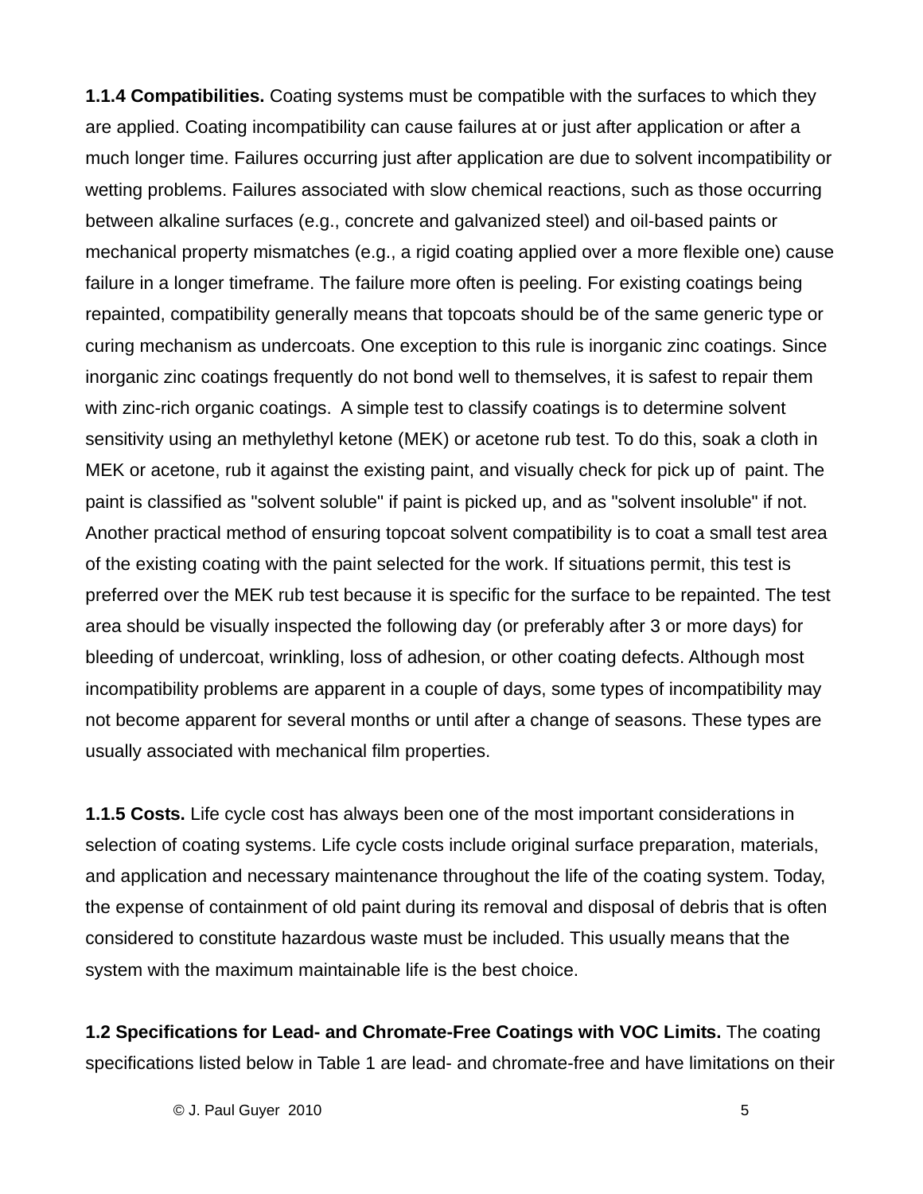**1.1.4 Compatibilities.** Coating systems must be compatible with the surfaces to which they are applied. Coating incompatibility can cause failures at or just after application or after a much longer time. Failures occurring just after application are due to solvent incompatibility or wetting problems. Failures associated with slow chemical reactions, such as those occurring between alkaline surfaces (e.g., concrete and galvanized steel) and oil-based paints or mechanical property mismatches (e.g., a rigid coating applied over a more flexible one) cause failure in a longer timeframe. The failure more often is peeling. For existing coatings being repainted, compatibility generally means that topcoats should be of the same generic type or curing mechanism as undercoats. One exception to this rule is inorganic zinc coatings. Since inorganic zinc coatings frequently do not bond well to themselves, it is safest to repair them with zinc-rich organic coatings. A simple test to classify coatings is to determine solvent sensitivity using an methylethyl ketone (MEK) or acetone rub test. To do this, soak a cloth in MEK or acetone, rub it against the existing paint, and visually check for pick up of paint. The paint is classified as "solvent soluble" if paint is picked up, and as "solvent insoluble" if not. Another practical method of ensuring topcoat solvent compatibility is to coat a small test area of the existing coating with the paint selected for the work. If situations permit, this test is preferred over the MEK rub test because it is specific for the surface to be repainted. The test area should be visually inspected the following day (or preferably after 3 or more days) for bleeding of undercoat, wrinkling, loss of adhesion, or other coating defects. Although most incompatibility problems are apparent in a couple of days, some types of incompatibility may not become apparent for several months or until after a change of seasons. These types are usually associated with mechanical film properties.

**1.1.5 Costs.** Life cycle cost has always been one of the most important considerations in selection of coating systems. Life cycle costs include original surface preparation, materials, and application and necessary maintenance throughout the life of the coating system. Today, the expense of containment of old paint during its removal and disposal of debris that is often considered to constitute hazardous waste must be included. This usually means that the system with the maximum maintainable life is the best choice.

**1.2 Specifications for Lead- and Chromate-Free Coatings with VOC Limits.** The coating specifications listed below in Table 1 are lead- and chromate-free and have limitations on their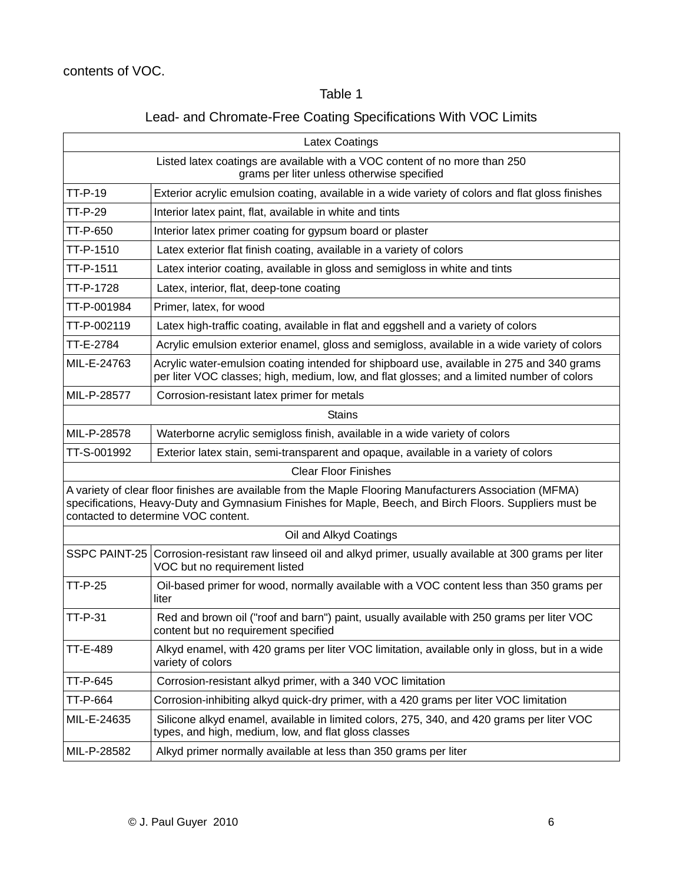contents of VOC.

Table 1

Lead- and Chromate-Free Coating Specifications With VOC Limits

| Latex Coatings | |
|---|---|
| Listed latex coatings are available with a VOC content of no more than 250 grams per liter unless otherwise specified | |
| TT-P-19 | Exterior acrylic emulsion coating, available in a wide variety of colors and flat gloss finishes |
| TT-P-29 | Interior latex paint, flat, available in white and tints |
| TT-P-650 | Interior latex primer coating for gypsum board or plaster |
| TT-P-1510 | Latex exterior flat finish coating, available in a variety of colors |
| TT-P-1511 | Latex interior coating, available in gloss and semigloss in white and tints |
| TT-P-1728 | Latex, interior, flat, deep-tone coating |
| TT-P-001984 | Primer, latex, for wood |
| TT-P-002119 | Latex high-traffic coating, available in flat and eggshell and a variety of colors |
| TT-E-2784 | Acrylic emulsion exterior enamel, gloss and semigloss, available in a wide variety of colors |
| MIL-E-24763 | Acrylic water-emulsion coating intended for shipboard use, available in 275 and 340 grams per liter VOC classes; high, medium, low, and flat glosses; and a limited number of colors |
| MIL-P-28577 | Corrosion-resistant latex primer for metals |
| Stains | |
| MIL-P-28578 | Waterborne acrylic semigloss finish, available in a wide variety of colors |
| TT-S-001992 | Exterior latex stain, semi-transparent and opaque, available in a variety of colors |
| Clear Floor Finishes | |
| A variety of clear floor finishes are available from the Maple Flooring Manufacturers Association (MFMA) specifications, Heavy-Duty and Gymnasium Finishes for Maple, Beech, and Birch Floors. Suppliers must be contacted to determine VOC content. | |
| Oil and Alkyd Coatings | |
| SSPC PAINT-25 | Corrosion-resistant raw linseed oil and alkyd primer, usually available at 300 grams per liter VOC but no requirement listed |
| TT-P-25 | Oil-based primer for wood, normally available with a VOC content less than 350 grams per liter |
| TT-P-31 | Red and brown oil ("roof and barn") paint, usually available with 250 grams per liter VOC content but no requirement specified |
| TT-E-489 | Alkyd enamel, with 420 grams per liter VOC limitation, available only in gloss, but in a wide variety of colors |
| TT-P-645 | Corrosion-resistant alkyd primer, with a 340 VOC limitation |
| TT-P-664 | Corrosion-inhibiting alkyd quick-dry primer, with a 420 grams per liter VOC limitation |
| MIL-E-24635 | Silicone alkyd enamel, available in limited colors, 275, 340, and 420 grams per liter VOC types, and high, medium, low, and flat gloss classes |
| MIL-P-28582 | Alkyd primer normally available at less than 350 grams per liter |

© J. Paul Guyer 2010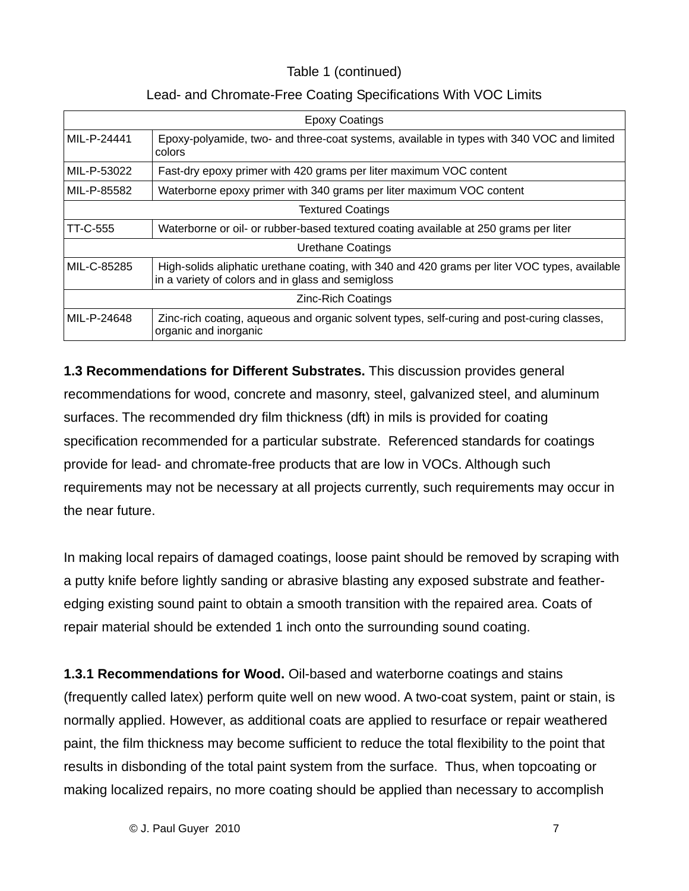Table 1 (continued)

Lead- and Chromate-Free Coating Specifications With VOC Limits

| Epoxy Coatings | |
|---|---|
| MIL-P-24441 | Epoxy-polyamide, two- and three-coat systems, available in types with 340 VOC and limited colors |
| MIL-P-53022 | Fast-dry epoxy primer with 420 grams per liter maximum VOC content |
| MIL-P-85582 | Waterborne epoxy primer with 340 grams per liter maximum VOC content |
| Textured Coatings | |
| TT-C-555 | Waterborne or oil- or rubber-based textured coating available at 250 grams per liter |
| Urethane Coatings | |
| MIL-C-85285 | High-solids aliphatic urethane coating, with 340 and 420 grams per liter VOC types, available in a variety of colors and in glass and semigloss |
| Zinc-Rich Coatings | |
| MIL-P-24648 | Zinc-rich coating, aqueous and organic solvent types, self-curing and post-curing classes, organic and inorganic |

**1.3 Recommendations for Different Substrates.** This discussion provides general recommendations for wood, concrete and masonry, steel, galvanized steel, and aluminum surfaces. The recommended dry film thickness (dft) in mils is provided for coating specification recommended for a particular substrate. Referenced standards for coatings provide for lead- and chromate-free products that are low in VOCs. Although such requirements may not be necessary at all projects currently, such requirements may occur in the near future.

In making local repairs of damaged coatings, loose paint should be removed by scraping with a putty knife before lightly sanding or abrasive blasting any exposed substrate and feather-edging existing sound paint to obtain a smooth transition with the repaired area. Coats of repair material should be extended 1 inch onto the surrounding sound coating.

**1.3.1 Recommendations for Wood.** Oil-based and waterborne coatings and stains (frequently called latex) perform quite well on new wood. A two-coat system, paint or stain, is normally applied. However, as additional coats are applied to resurface or repair weathered paint, the film thickness may become sufficient to reduce the total flexibility to the point that results in disbonding of the total paint system from the surface. Thus, when topcoating or making localized repairs, no more coating should be applied than necessary to accomplish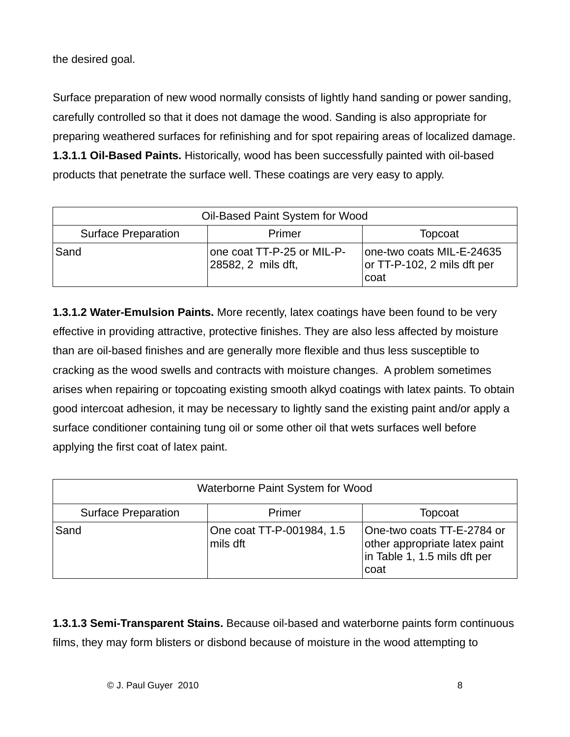the desired goal.

Surface preparation of new wood normally consists of lightly hand sanding or power sanding, carefully controlled so that it does not damage the wood. Sanding is also appropriate for preparing weathered surfaces for refinishing and for spot repairing areas of localized damage.

**1.3.1.1 Oil-Based Paints.** Historically, wood has been successfully painted with oil-based products that penetrate the surface well. These coatings are very easy to apply.

| Oil-Based Paint System for Wood | | |
|---|---|---|
| Surface Preparation | Primer | Topcoat |
| Sand | one coat TT-P-25 or MIL-P-28582, 2 mils dft, | one-two coats MIL-E-24635 or TT-P-102, 2 mils dft per coat |

**1.3.1.2 Water-Emulsion Paints.** More recently, latex coatings have been found to be very effective in providing attractive, protective finishes. They are also less affected by moisture than are oil-based finishes and are generally more flexible and thus less susceptible to cracking as the wood swells and contracts with moisture changes. A problem sometimes arises when repairing or topcoating existing smooth alkyd coatings with latex paints. To obtain good intercoat adhesion, it may be necessary to lightly sand the existing paint and/or apply a surface conditioner containing tung oil or some other oil that wets surfaces well before applying the first coat of latex paint.

| Waterborne Paint System for Wood | | |
|---|---|---|
| Surface Preparation | Primer | Topcoat |
| Sand | One coat TT-P-001984, 1.5 mils dft | One-two coats TT-E-2784 or other appropriate latex paint in Table 1, 1.5 mils dft per coat |

**1.3.1.3 Semi-Transparent Stains.** Because oil-based and waterborne paints form continuous films, they may form blisters or disbond because of moisture in the wood attempting to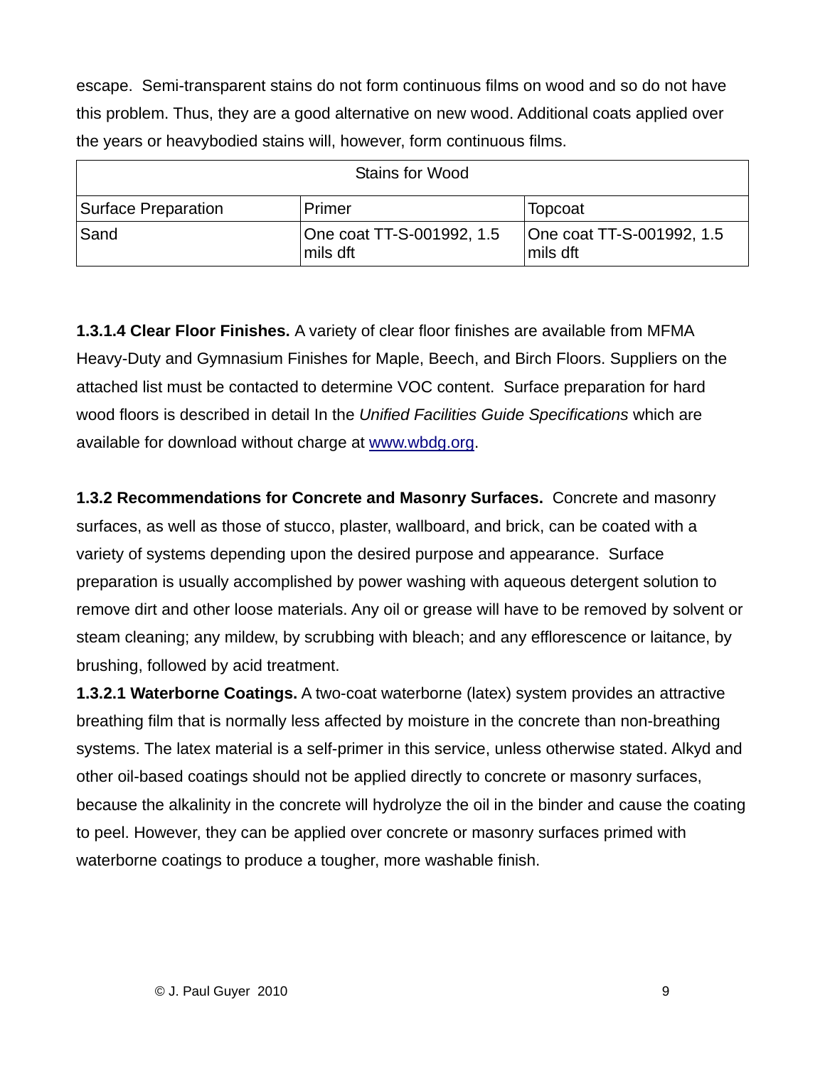escape. Semi-transparent stains do not form continuous films on wood and so do not have this problem. Thus, they are a good alternative on new wood. Additional coats applied over the years or heavybodied stains will, however, form continuous films.

| Stains for Wood | | |
|---|---|---|
| Surface Preparation | Primer | Topcoat |
| Sand | One coat TT-S-001992, 1.5 mils dft | One coat TT-S-001992, 1.5 mils dft |

**1.3.1.4 Clear Floor Finishes.** A variety of clear floor finishes are available from MFMA Heavy-Duty and Gymnasium Finishes for Maple, Beech, and Birch Floors. Suppliers on the attached list must be contacted to determine VOC content. Surface preparation for hard wood floors is described in detail In the *Unified Facilities Guide Specifications* which are available for download without charge at [www.wbdg.org](http://www.wbdg.org).

**1.3.2 Recommendations for Concrete and Masonry Surfaces.** Concrete and masonry surfaces, as well as those of stucco, plaster, wallboard, and brick, can be coated with a variety of systems depending upon the desired purpose and appearance. Surface preparation is usually accomplished by power washing with aqueous detergent solution to remove dirt and other loose materials. Any oil or grease will have to be removed by solvent or steam cleaning; any mildew, by scrubbing with bleach; and any efflorescence or laitance, by brushing, followed by acid treatment.

**1.3.2.1 Waterborne Coatings.** A two-coat waterborne (latex) system provides an attractive breathing film that is normally less affected by moisture in the concrete than non-breathing systems. The latex material is a self-primer in this service, unless otherwise stated. Alkyd and other oil-based coatings should not be applied directly to concrete or masonry surfaces, because the alkalinity in the concrete will hydrolyze the oil in the binder and cause the coating to peel. However, they can be applied over concrete or masonry surfaces primed with waterborne coatings to produce a tougher, more washable finish.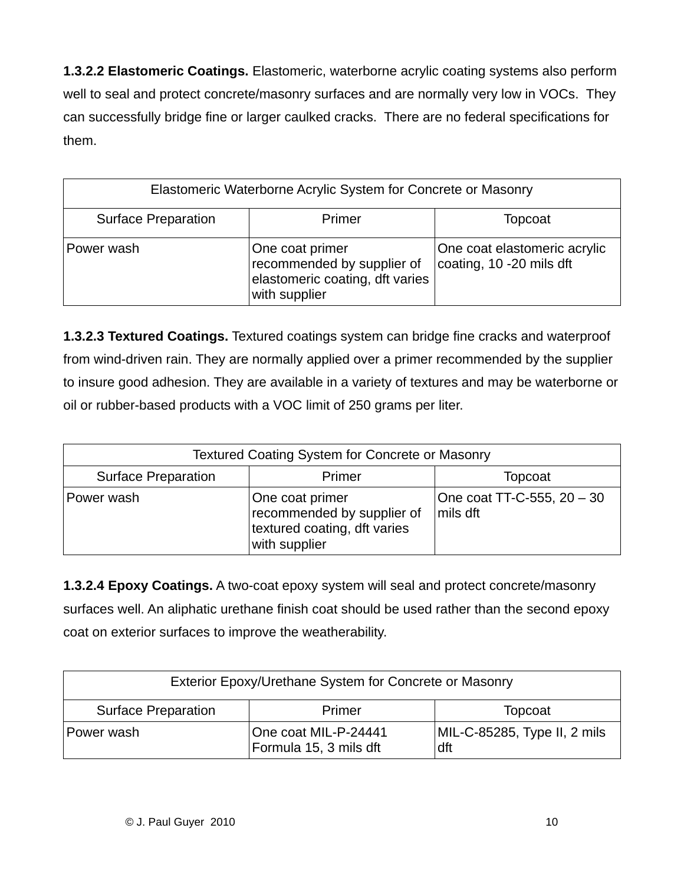**1.3.2.2 Elastomeric Coatings.** Elastomeric, waterborne acrylic coating systems also perform well to seal and protect concrete/masonry surfaces and are normally very low in VOCs. They can successfully bridge fine or larger caulked cracks. There are no federal specifications for them.

| Elastomeric Waterborne Acrylic System for Concrete or Masonry | | |
|---|---|---|
| Surface Preparation | Primer | Topcoat |
| Power wash | One coat primer recommended by supplier of elastomeric coating, dft varies with supplier | One coat elastomeric acrylic coating, 10 -20 mils dft |

**1.3.2.3 Textured Coatings.** Textured coatings system can bridge fine cracks and waterproof from wind-driven rain. They are normally applied over a primer recommended by the supplier to insure good adhesion. They are available in a variety of textures and may be waterborne or oil or rubber-based products with a VOC limit of 250 grams per liter.

| Textured Coating System for Concrete or Masonry | | |
|---|---|---|
| Surface Preparation | Primer | Topcoat |
| Power wash | One coat primer recommended by supplier of textured coating, dft varies with supplier | One coat TT-C-555, 20 – 30 mils dft |

**1.3.2.4 Epoxy Coatings.** A two-coat epoxy system will seal and protect concrete/masonry surfaces well. An aliphatic urethane finish coat should be used rather than the second epoxy coat on exterior surfaces to improve the weatherability.

| Exterior Epoxy/Urethane System for Concrete or Masonry | | |
|---|---|---|
| Surface Preparation | Primer | Topcoat |
| Power wash | One coat MIL-P-24441 Formula 15, 3 mils dft | MIL-C-85285, Type II, 2 mils dft |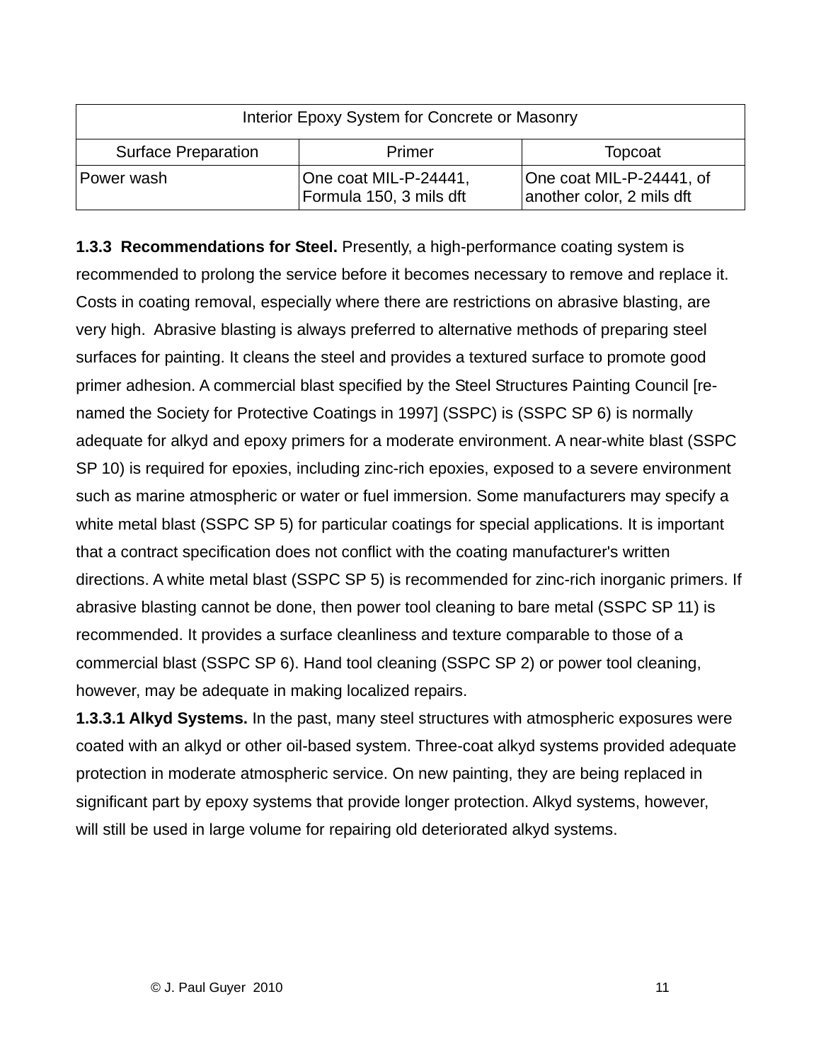| Interior Epoxy System for Concrete or Masonry | | |
|---|---|---|
| Surface Preparation | Primer | Topcoat |
| Power wash | One coat MIL-P-24441, Formula 150, 3 mils dft | One coat MIL-P-24441, of another color, 2 mils dft |

**1.3.3 Recommendations for Steel.** Presently, a high-performance coating system is recommended to prolong the service before it becomes necessary to remove and replace it. Costs in coating removal, especially where there are restrictions on abrasive blasting, are very high. Abrasive blasting is always preferred to alternative methods of preparing steel surfaces for painting. It cleans the steel and provides a textured surface to promote good primer adhesion. A commercial blast specified by the Steel Structures Painting Council [re-named the Society for Protective Coatings in 1997] (SSPC) is (SSPC SP 6) is normally adequate for alkyd and epoxy primers for a moderate environment. A near-white blast (SSPC SP 10) is required for epoxies, including zinc-rich epoxies, exposed to a severe environment such as marine atmospheric or water or fuel immersion. Some manufacturers may specify a white metal blast (SSPC SP 5) for particular coatings for special applications. It is important that a contract specification does not conflict with the coating manufacturer's written directions. A white metal blast (SSPC SP 5) is recommended for zinc-rich inorganic primers. If abrasive blasting cannot be done, then power tool cleaning to bare metal (SSPC SP 11) is recommended. It provides a surface cleanliness and texture comparable to those of a commercial blast (SSPC SP 6). Hand tool cleaning (SSPC SP 2) or power tool cleaning, however, may be adequate in making localized repairs.

**1.3.3.1 Alkyd Systems.** In the past, many steel structures with atmospheric exposures were coated with an alkyd or other oil-based system. Three-coat alkyd systems provided adequate protection in moderate atmospheric service. On new painting, they are being replaced in significant part by epoxy systems that provide longer protection. Alkyd systems, however, will still be used in large volume for repairing old deteriorated alkyd systems.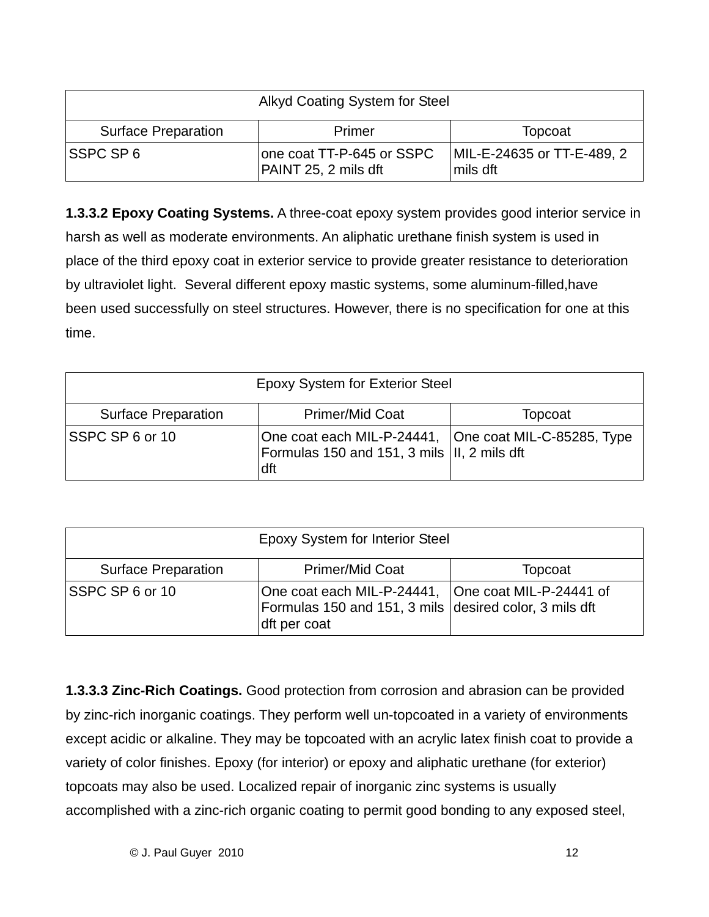| Alkyd Coating System for Steel | | |
|---|---|---|
| Surface Preparation | Primer | Topcoat |
| SSPC SP 6 | one coat TT-P-645 or SSPC PAINT 25, 2 mils dft | MIL-E-24635 or TT-E-489, 2 mils dft |

**1.3.3.2 Epoxy Coating Systems.** A three-coat epoxy system provides good interior service in harsh as well as moderate environments. An aliphatic urethane finish system is used in place of the third epoxy coat in exterior service to provide greater resistance to deterioration by ultraviolet light. Several different epoxy mastic systems, some aluminum-filled,have been used successfully on steel structures. However, there is no specification for one at this time.

| Epoxy System for Exterior Steel | | |
|---|---|---|
| Surface Preparation | Primer/Mid Coat | Topcoat |
| SSPC SP 6 or 10 | One coat each MIL-P-24441, Formulas 150 and 151, 3 mils dft | One coat MIL-C-85285, Type II, 2 mils dft |

| Epoxy System for Interior Steel | | |
|---|---|---|
| Surface Preparation | Primer/Mid Coat | Topcoat |
| SSPC SP 6 or 10 | One coat each MIL-P-24441, Formulas 150 and 151, 3 mils dft per coat | One coat MIL-P-24441 of desired color, 3 mils dft |

**1.3.3.3 Zinc-Rich Coatings.** Good protection from corrosion and abrasion can be provided by zinc-rich inorganic coatings. They perform well un-topcoated in a variety of environments except acidic or alkaline. They may be topcoated with an acrylic latex finish coat to provide a variety of color finishes. Epoxy (for interior) or epoxy and aliphatic urethane (for exterior) topcoats may also be used. Localized repair of inorganic zinc systems is usually accomplished with a zinc-rich organic coating to permit good bonding to any exposed steel,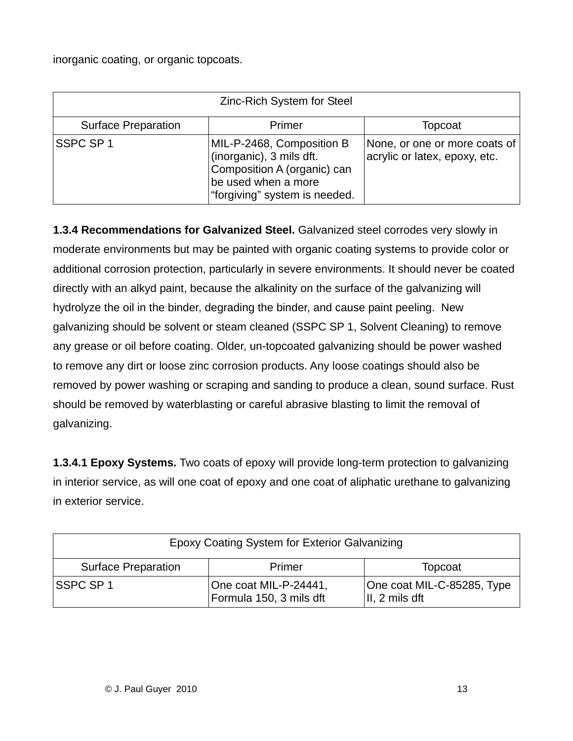inorganic coating, or organic topcoats.

| Zinc-Rich System for Steel | | |
|---|---|---|
| Surface Preparation | Primer | Topcoat |
| SSPC SP 1 | MIL-P-2468, Composition B (inorganic), 3 mils dft. Composition A (organic) can be used when a more "forgiving" system is needed. | None, or one or more coats of acrylic or latex, epoxy, etc. |

**1.3.4 Recommendations for Galvanized Steel.** Galvanized steel corrodes very slowly in moderate environments but may be painted with organic coating systems to provide color or additional corrosion protection, particularly in severe environments. It should never be coated directly with an alkyd paint, because the alkalinity on the surface of the galvanizing will hydrolyze the oil in the binder, degrading the binder, and cause paint peeling. New galvanizing should be solvent or steam cleaned (SSPC SP 1, Solvent Cleaning) to remove any grease or oil before coating. Older, un-topcoated galvanizing should be power washed to remove any dirt or loose zinc corrosion products. Any loose coatings should also be removed by power washing or scraping and sanding to produce a clean, sound surface. Rust should be removed by waterblasting or careful abrasive blasting to limit the removal of galvanizing.

**1.3.4.1 Epoxy Systems.** Two coats of epoxy will provide long-term protection to galvanizing in interior service, as will one coat of epoxy and one coat of aliphatic urethane to galvanizing in exterior service.

| Epoxy Coating System for Exterior Galvanizing | | |
|---|---|---|
| Surface Preparation | Primer | Topcoat |
| SSPC SP 1 | One coat MIL-P-24441, Formula 150, 3 mils dft | One coat MIL-C-85285, Type II, 2 mils dft |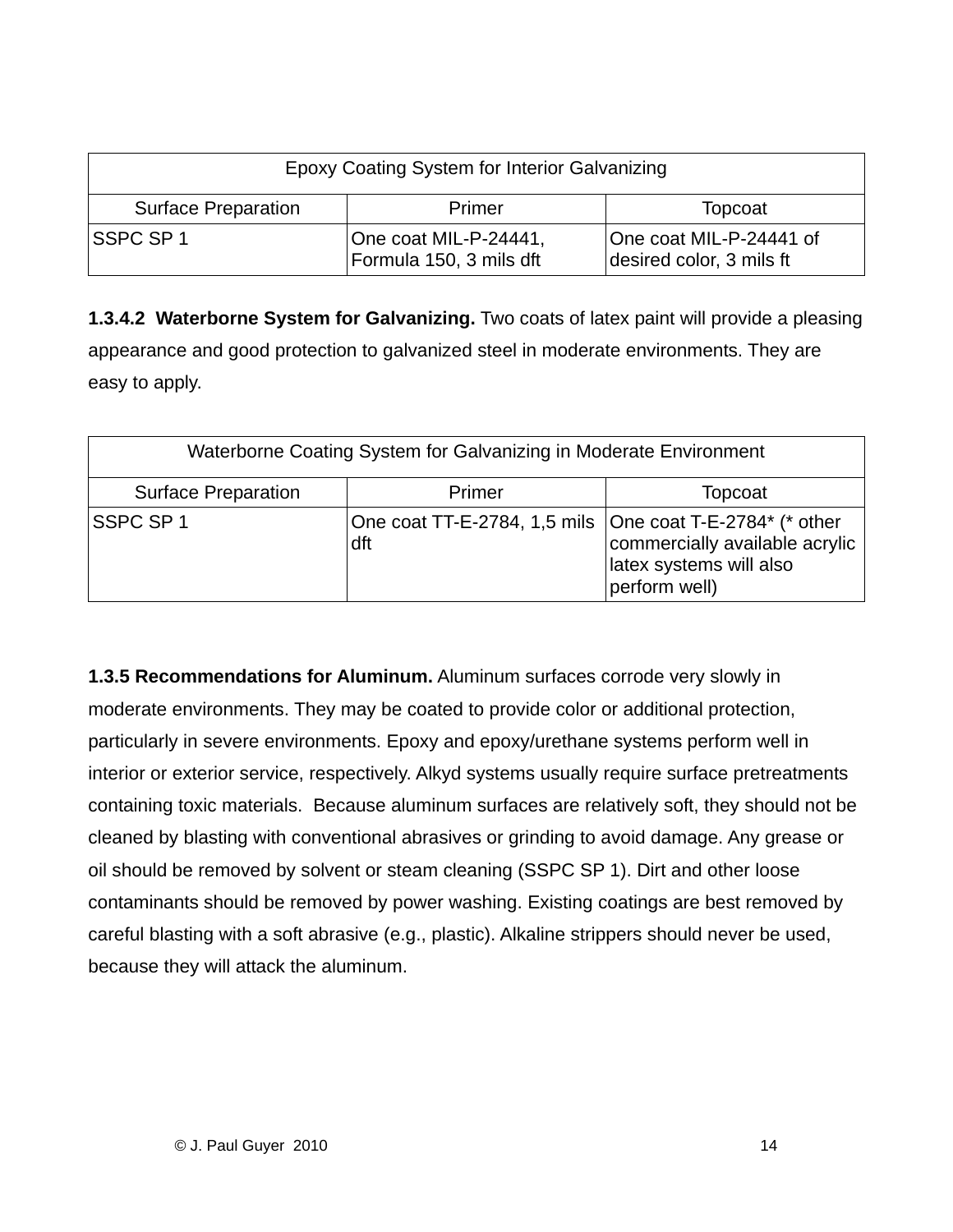| Epoxy Coating System for Interior Galvanizing | | |
|---|---|---|
| Surface Preparation | Primer | Topcoat |
| SSPC SP 1 | One coat MIL-P-24441, Formula 150, 3 mils dft | One coat MIL-P-24441 of desired color, 3 mils ft |

**1.3.4.2 Waterborne System for Galvanizing.** Two coats of latex paint will provide a pleasing appearance and good protection to galvanized steel in moderate environments. They are easy to apply.

| Waterborne Coating System for Galvanizing in Moderate Environment | | |
|---|---|---|
| Surface Preparation | Primer | Topcoat |
| SSPC SP 1 | One coat TT-E-2784, 1,5 mils dft | One coat T-E-2784* (* other commercially available acrylic latex systems will also perform well) |

**1.3.5 Recommendations for Aluminum.** Aluminum surfaces corrode very slowly in moderate environments. They may be coated to provide color or additional protection, particularly in severe environments. Epoxy and epoxy/urethane systems perform well in interior or exterior service, respectively. Alkyd systems usually require surface pretreatments containing toxic materials. Because aluminum surfaces are relatively soft, they should not be cleaned by blasting with conventional abrasives or grinding to avoid damage. Any grease or oil should be removed by solvent or steam cleaning (SSPC SP 1). Dirt and other loose contaminants should be removed by power washing. Existing coatings are best removed by careful blasting with a soft abrasive (e.g., plastic). Alkaline strippers should never be used, because they will attack the aluminum.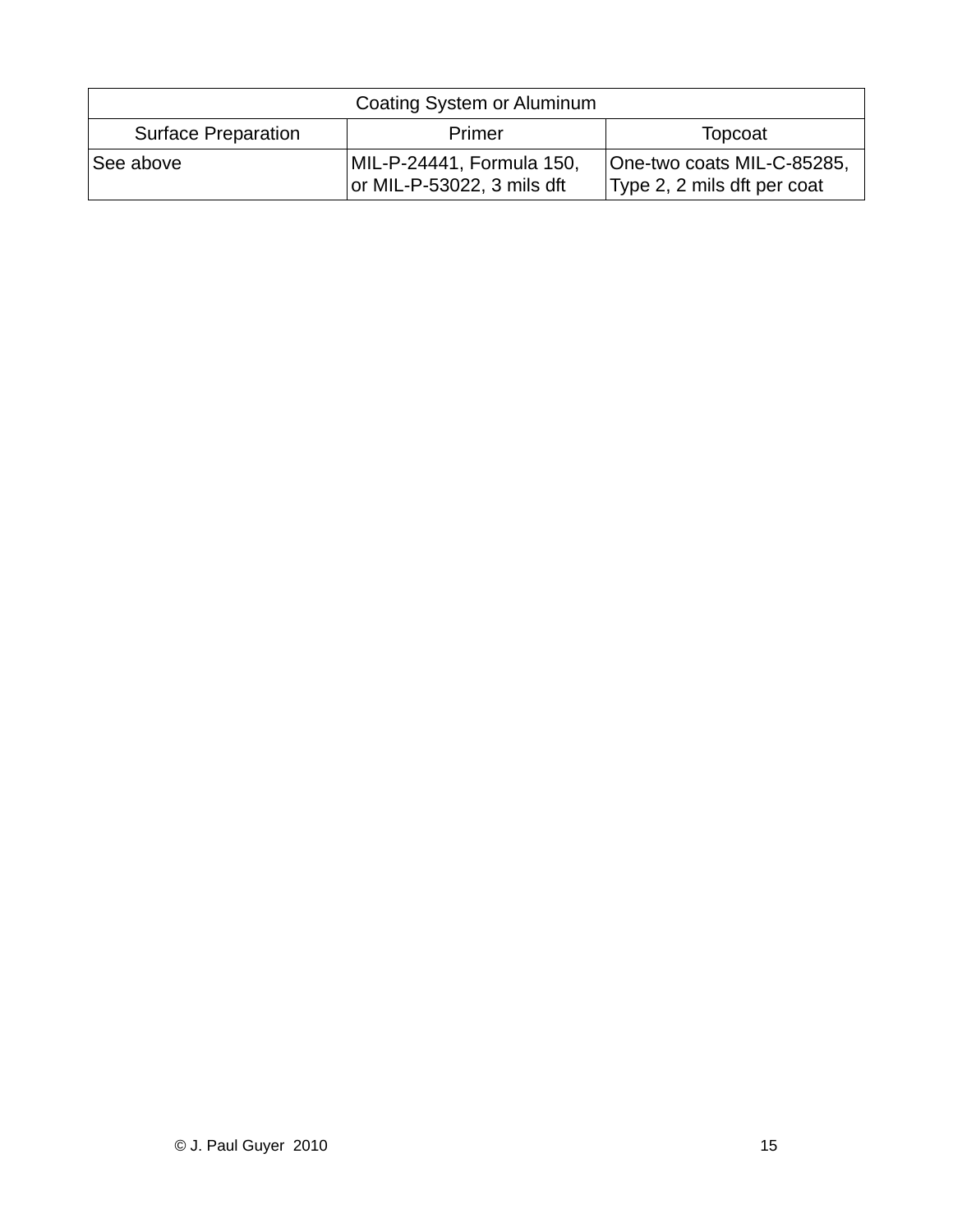| Coating System or Aluminum | | |
| --- | --- | --- |
| Surface Preparation | Primer | Topcoat |
| See above | MIL-P-24441, Formula 150, or MIL-P-53022, 3 mils dft | One-two coats MIL-C-85285, Type 2, 2 mils dft per coat |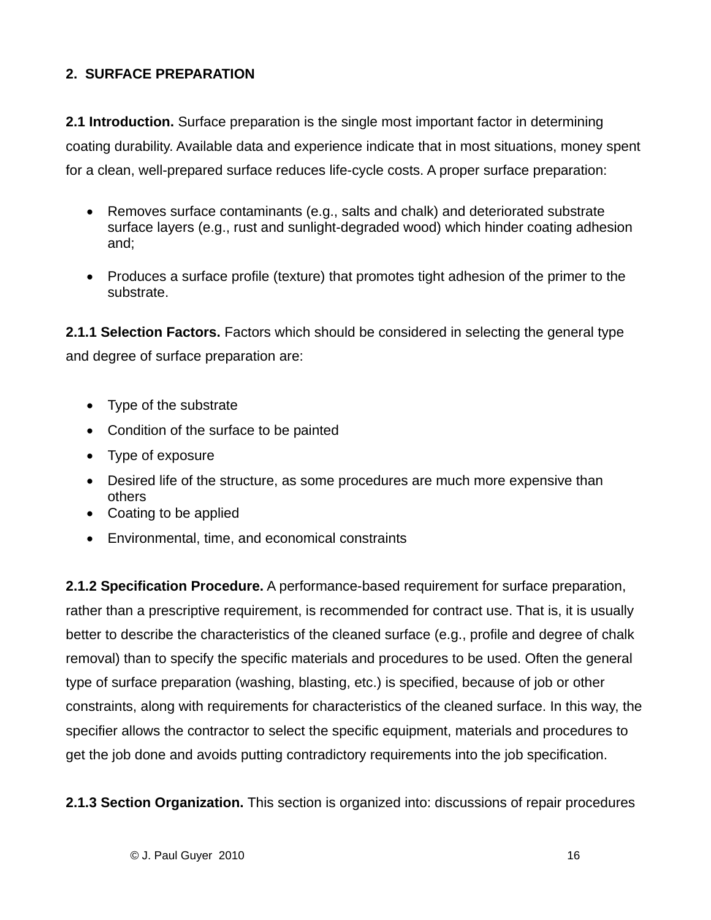## 2. SURFACE PREPARATION

**2.1 Introduction.** Surface preparation is the single most important factor in determining coating durability. Available data and experience indicate that in most situations, money spent for a clean, well-prepared surface reduces life-cycle costs. A proper surface preparation:

- Removes surface contaminants (e.g., salts and chalk) and deteriorated substrate surface layers (e.g., rust and sunlight-degraded wood) which hinder coating adhesion and;
- Produces a surface profile (texture) that promotes tight adhesion of the primer to the substrate.

**2.1.1 Selection Factors.** Factors which should be considered in selecting the general type and degree of surface preparation are:

- Type of the substrate
- Condition of the surface to be painted
- Type of exposure
- Desired life of the structure, as some procedures are much more expensive than others
- Coating to be applied
- Environmental, time, and economical constraints

**2.1.2 Specification Procedure.** A performance-based requirement for surface preparation, rather than a prescriptive requirement, is recommended for contract use. That is, it is usually better to describe the characteristics of the cleaned surface (e.g., profile and degree of chalk removal) than to specify the specific materials and procedures to be used. Often the general type of surface preparation (washing, blasting, etc.) is specified, because of job or other constraints, along with requirements for characteristics of the cleaned surface. In this way, the specifier allows the contractor to select the specific equipment, materials and procedures to get the job done and avoids putting contradictory requirements into the job specification.

**2.1.3 Section Organization.** This section is organized into: discussions of repair procedures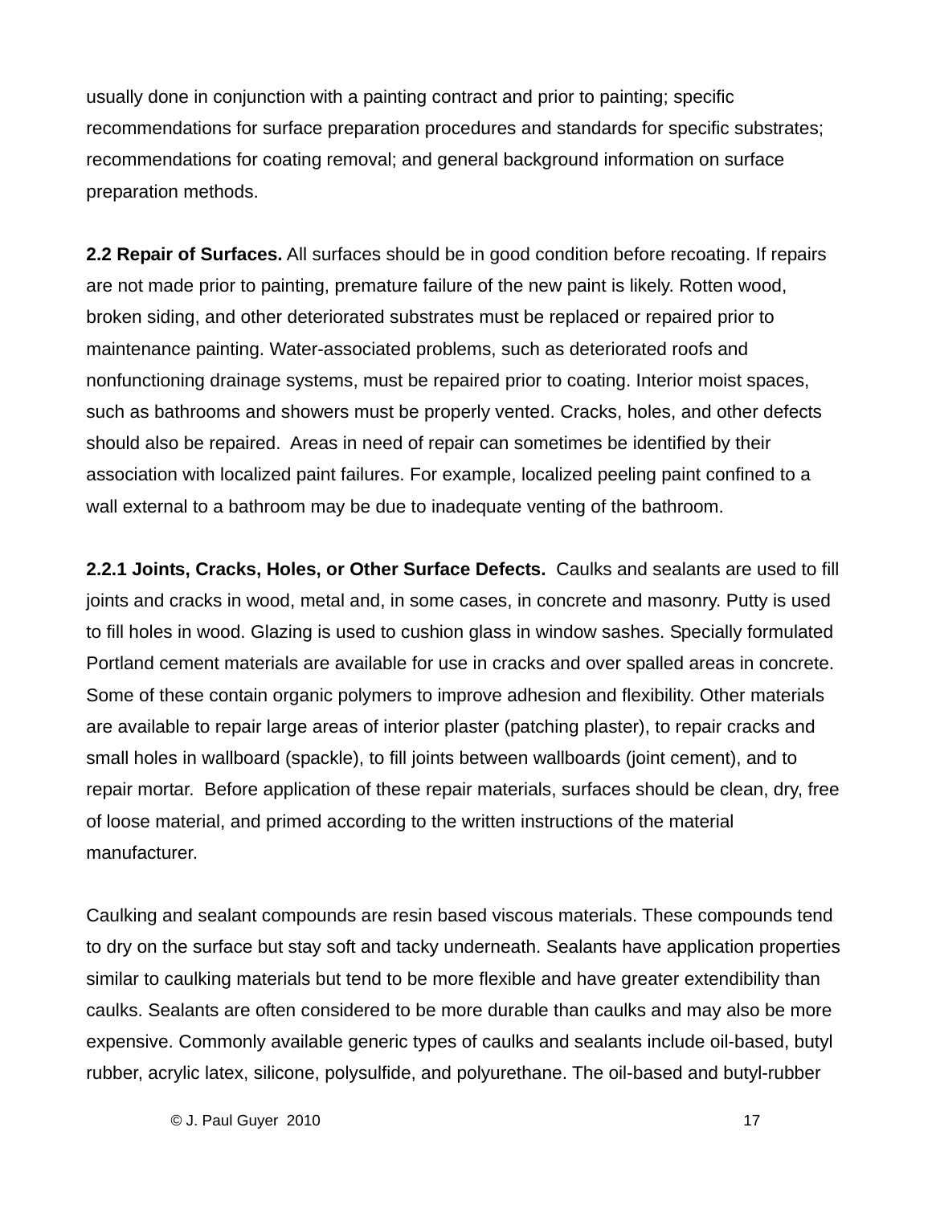usually done in conjunction with a painting contract and prior to painting; specific recommendations for surface preparation procedures and standards for specific substrates; recommendations for coating removal; and general background information on surface preparation methods.

**2.2 Repair of Surfaces.** All surfaces should be in good condition before recoating. If repairs are not made prior to painting, premature failure of the new paint is likely. Rotten wood, broken siding, and other deteriorated substrates must be replaced or repaired prior to maintenance painting. Water-associated problems, such as deteriorated roofs and nonfunctioning drainage systems, must be repaired prior to coating. Interior moist spaces, such as bathrooms and showers must be properly vented. Cracks, holes, and other defects should also be repaired. Areas in need of repair can sometimes be identified by their association with localized paint failures. For example, localized peeling paint confined to a wall external to a bathroom may be due to inadequate venting of the bathroom.

**2.2.1 Joints, Cracks, Holes, or Other Surface Defects.** Caulks and sealants are used to fill joints and cracks in wood, metal and, in some cases, in concrete and masonry. Putty is used to fill holes in wood. Glazing is used to cushion glass in window sashes. Specially formulated Portland cement materials are available for use in cracks and over spalled areas in concrete. Some of these contain organic polymers to improve adhesion and flexibility. Other materials are available to repair large areas of interior plaster (patching plaster), to repair cracks and small holes in wallboard (spackle), to fill joints between wallboards (joint cement), and to repair mortar. Before application of these repair materials, surfaces should be clean, dry, free of loose material, and primed according to the written instructions of the material manufacturer.

Caulking and sealant compounds are resin based viscous materials. These compounds tend to dry on the surface but stay soft and tacky underneath. Sealants have application properties similar to caulking materials but tend to be more flexible and have greater extendibility than caulks. Sealants are often considered to be more durable than caulks and may also be more expensive. Commonly available generic types of caulks and sealants include oil-based, butyl rubber, acrylic latex, silicone, polysulfide, and polyurethane. The oil-based and butyl-rubber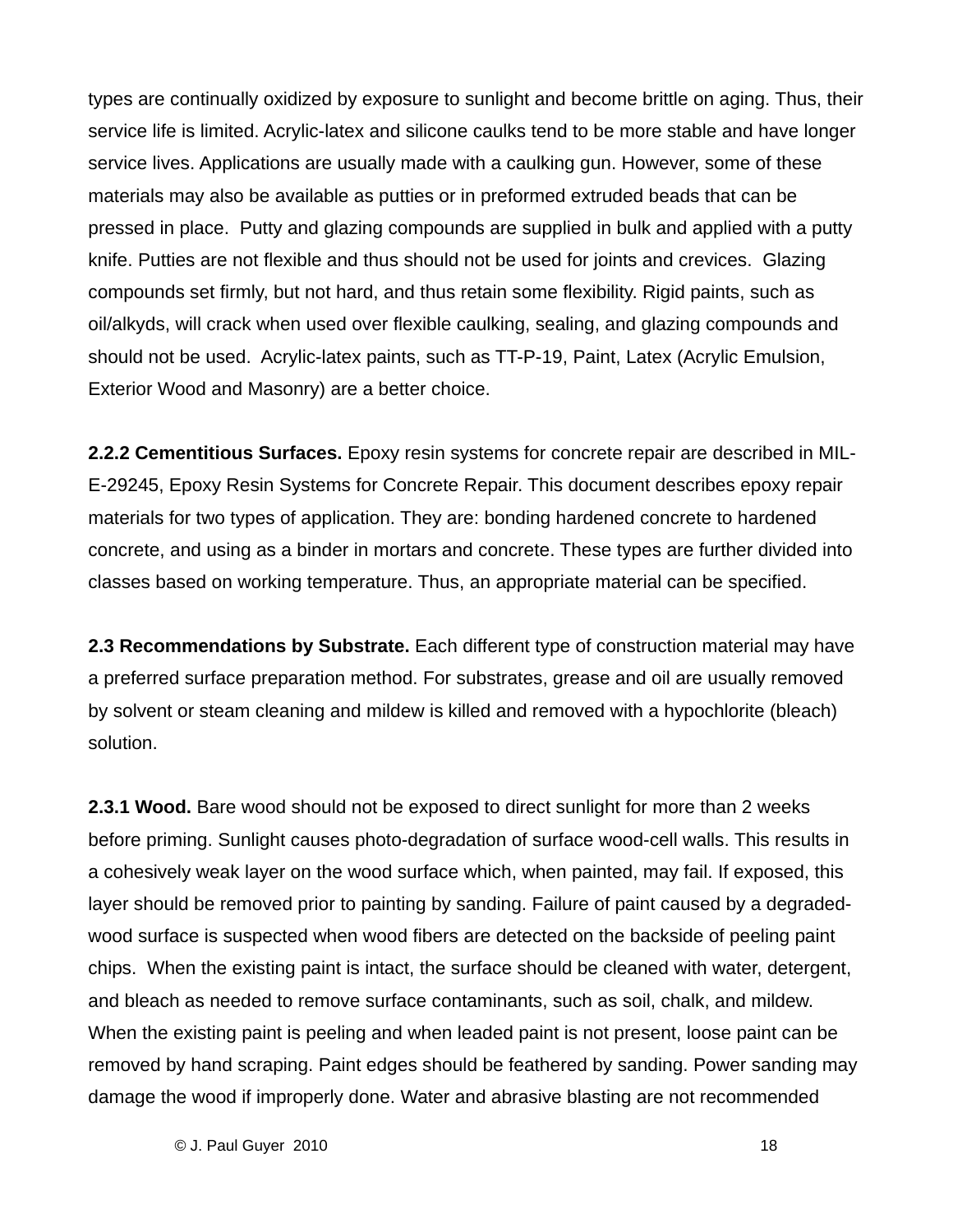types are continually oxidized by exposure to sunlight and become brittle on aging. Thus, their service life is limited. Acrylic-latex and silicone caulks tend to be more stable and have longer service lives. Applications are usually made with a caulking gun. However, some of these materials may also be available as putties or in preformed extruded beads that can be pressed in place. Putty and glazing compounds are supplied in bulk and applied with a putty knife. Putties are not flexible and thus should not be used for joints and crevices. Glazing compounds set firmly, but not hard, and thus retain some flexibility. Rigid paints, such as oil/alkyds, will crack when used over flexible caulking, sealing, and glazing compounds and should not be used. Acrylic-latex paints, such as TT-P-19, Paint, Latex (Acrylic Emulsion, Exterior Wood and Masonry) are a better choice.

**2.2.2 Cementitious Surfaces.** Epoxy resin systems for concrete repair are described in MIL-E-29245, Epoxy Resin Systems for Concrete Repair. This document describes epoxy repair materials for two types of application. They are: bonding hardened concrete to hardened concrete, and using as a binder in mortars and concrete. These types are further divided into classes based on working temperature. Thus, an appropriate material can be specified.

**2.3 Recommendations by Substrate.** Each different type of construction material may have a preferred surface preparation method. For substrates, grease and oil are usually removed by solvent or steam cleaning and mildew is killed and removed with a hypochlorite (bleach) solution.

**2.3.1 Wood.** Bare wood should not be exposed to direct sunlight for more than 2 weeks before priming. Sunlight causes photo-degradation of surface wood-cell walls. This results in a cohesively weak layer on the wood surface which, when painted, may fail. If exposed, this layer should be removed prior to painting by sanding. Failure of paint caused by a degraded-wood surface is suspected when wood fibers are detected on the backside of peeling paint chips. When the existing paint is intact, the surface should be cleaned with water, detergent, and bleach as needed to remove surface contaminants, such as soil, chalk, and mildew. When the existing paint is peeling and when leaded paint is not present, loose paint can be removed by hand scraping. Paint edges should be feathered by sanding. Power sanding may damage the wood if improperly done. Water and abrasive blasting are not recommended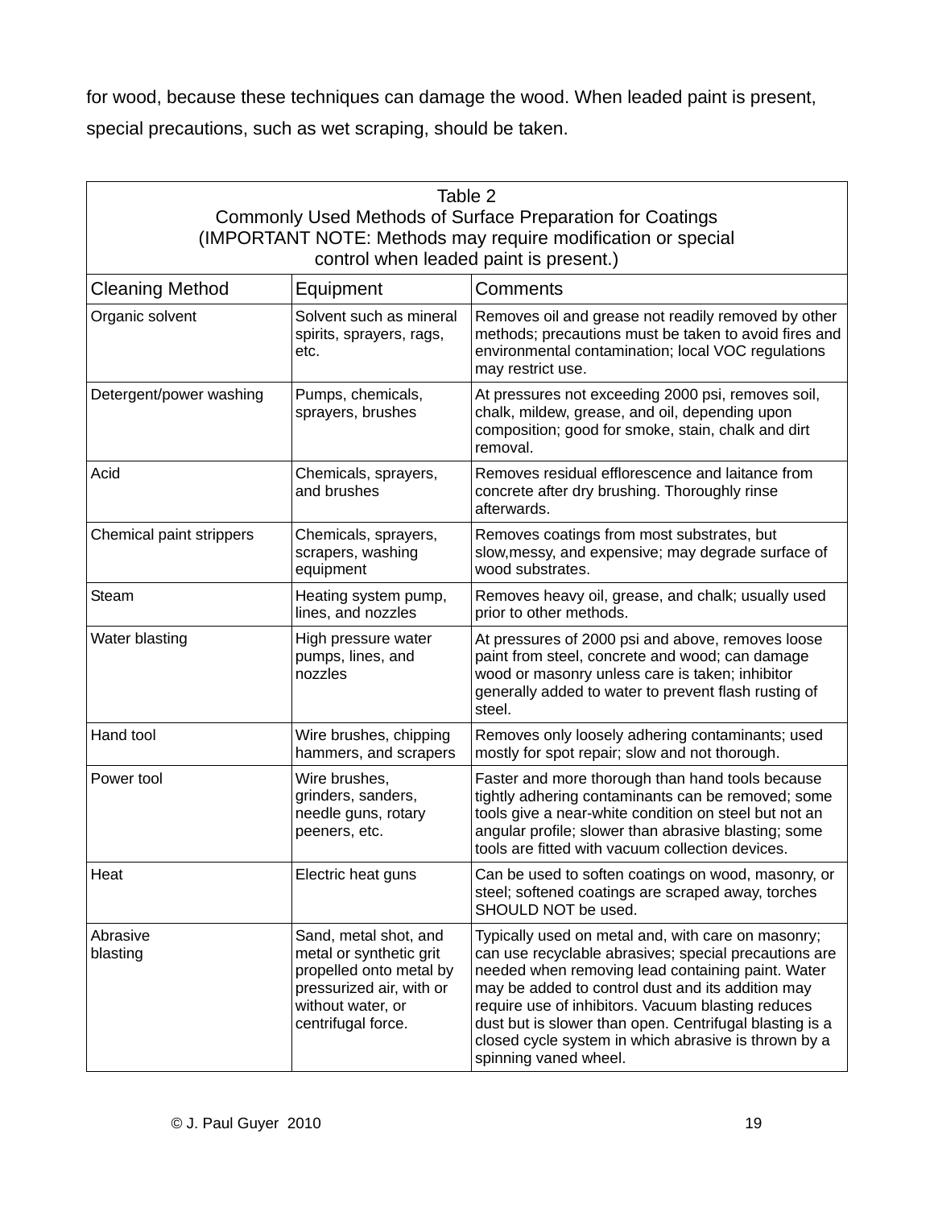for wood, because these techniques can damage the wood. When leaded paint is present, special precautions, such as wet scraping, should be taken.

Table 2
Commonly Used Methods of Surface Preparation for Coatings
(IMPORTANT NOTE: Methods may require modification or special control when leaded paint is present.)

| Cleaning Method | Equipment | Comments |
|---|---|---|
| Organic solvent | Solvent such as mineral spirits, sprayers, rags, etc. | Removes oil and grease not readily removed by other methods; precautions must be taken to avoid fires and environmental contamination; local VOC regulations may restrict use. |
| Detergent/power washing | Pumps, chemicals, sprayers, brushes | At pressures not exceeding 2000 psi, removes soil, chalk, mildew, grease, and oil, depending upon composition; good for smoke, stain, chalk and dirt removal. |
| Acid | Chemicals, sprayers, and brushes | Removes residual efflorescence and laitance from concrete after dry brushing. Thoroughly rinse afterwards. |
| Chemical paint strippers | Chemicals, sprayers, scrapers, washing equipment | Removes coatings from most substrates, but slow,messy, and expensive; may degrade surface of wood substrates. |
| Steam | Heating system pump, lines, and nozzles | Removes heavy oil, grease, and chalk; usually used prior to other methods. |
| Water blasting | High pressure water pumps, lines, and nozzles | At pressures of 2000 psi and above, removes loose paint from steel, concrete and wood; can damage wood or masonry unless care is taken; inhibitor generally added to water to prevent flash rusting of steel. |
| Hand tool | Wire brushes, chipping hammers, and scrapers | Removes only loosely adhering contaminants; used mostly for spot repair; slow and not thorough. |
| Power tool | Wire brushes, grinders, sanders, needle guns, rotary peeners, etc. | Faster and more thorough than hand tools because tightly adhering contaminants can be removed; some tools give a near-white condition on steel but not an angular profile; slower than abrasive blasting; some tools are fitted with vacuum collection devices. |
| Heat | Electric heat guns | Can be used to soften coatings on wood, masonry, or steel; softened coatings are scraped away, torches SHOULD NOT be used. |
| Abrasive blasting | Sand, metal shot, and metal or synthetic grit propelled onto metal by pressurized air, with or without water, or centrifugal force. | Typically used on metal and, with care on masonry; can use recyclable abrasives; special precautions are needed when removing lead containing paint. Water may be added to control dust and its addition may require use of inhibitors. Vacuum blasting reduces dust but is slower than open. Centrifugal blasting is a closed cycle system in which abrasive is thrown by a spinning vaned wheel. |

© J. Paul Guyer 2010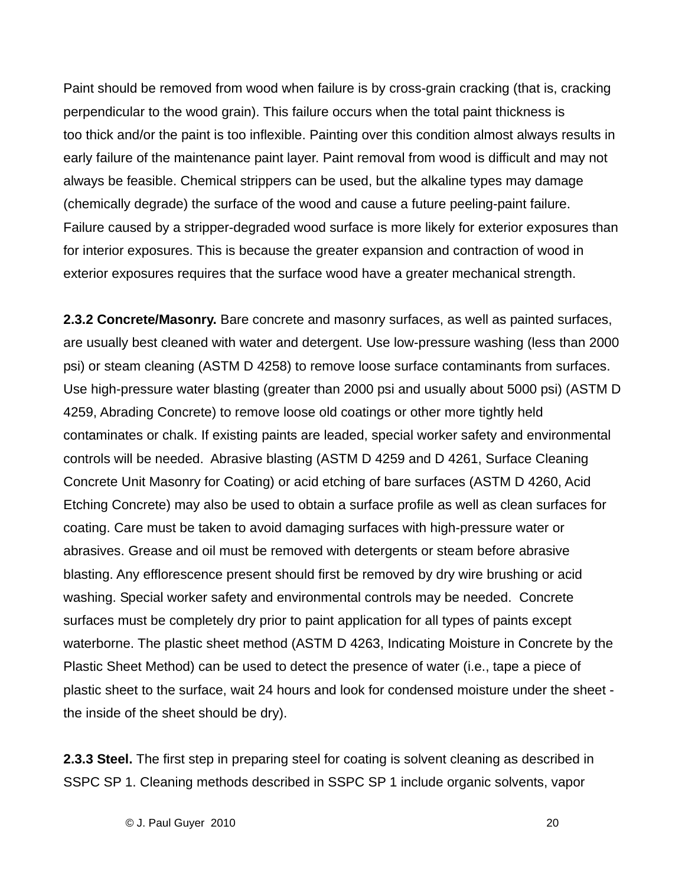Paint should be removed from wood when failure is by cross-grain cracking (that is, cracking perpendicular to the wood grain). This failure occurs when the total paint thickness is too thick and/or the paint is too inflexible. Painting over this condition almost always results in early failure of the maintenance paint layer. Paint removal from wood is difficult and may not always be feasible. Chemical strippers can be used, but the alkaline types may damage (chemically degrade) the surface of the wood and cause a future peeling-paint failure. Failure caused by a stripper-degraded wood surface is more likely for exterior exposures than for interior exposures. This is because the greater expansion and contraction of wood in exterior exposures requires that the surface wood have a greater mechanical strength.

**2.3.2 Concrete/Masonry.** Bare concrete and masonry surfaces, as well as painted surfaces, are usually best cleaned with water and detergent. Use low-pressure washing (less than 2000 psi) or steam cleaning (ASTM D 4258) to remove loose surface contaminants from surfaces. Use high-pressure water blasting (greater than 2000 psi and usually about 5000 psi) (ASTM D 4259, Abrading Concrete) to remove loose old coatings or other more tightly held contaminates or chalk. If existing paints are leaded, special worker safety and environmental controls will be needed. Abrasive blasting (ASTM D 4259 and D 4261, Surface Cleaning Concrete Unit Masonry for Coating) or acid etching of bare surfaces (ASTM D 4260, Acid Etching Concrete) may also be used to obtain a surface profile as well as clean surfaces for coating. Care must be taken to avoid damaging surfaces with high-pressure water or abrasives. Grease and oil must be removed with detergents or steam before abrasive blasting. Any efflorescence present should first be removed by dry wire brushing or acid washing. Special worker safety and environmental controls may be needed. Concrete surfaces must be completely dry prior to paint application for all types of paints except waterborne. The plastic sheet method (ASTM D 4263, Indicating Moisture in Concrete by the Plastic Sheet Method) can be used to detect the presence of water (i.e., tape a piece of plastic sheet to the surface, wait 24 hours and look for condensed moisture under the sheet - the inside of the sheet should be dry).

**2.3.3 Steel.** The first step in preparing steel for coating is solvent cleaning as described in SSPC SP 1. Cleaning methods described in SSPC SP 1 include organic solvents, vapor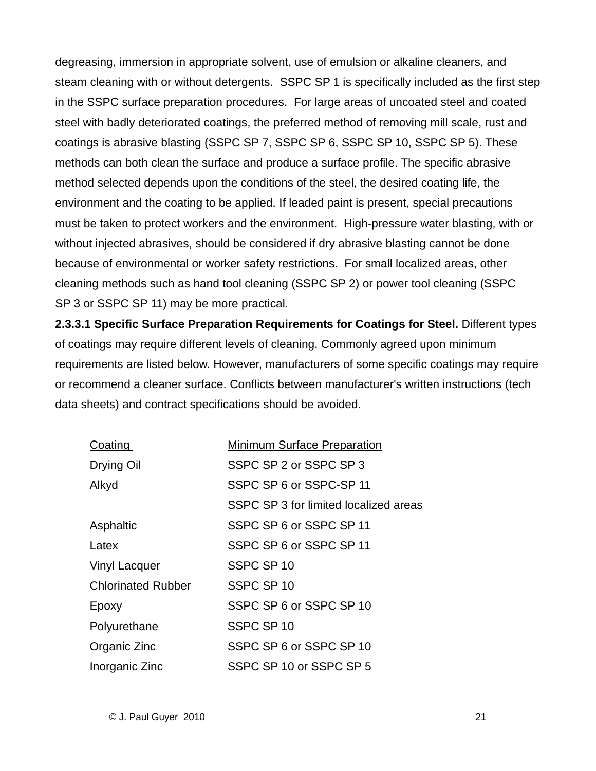degreasing, immersion in appropriate solvent, use of emulsion or alkaline cleaners, and steam cleaning with or without detergents.  SSPC SP 1 is specifically included as the first step in the SSPC surface preparation procedures.  For large areas of uncoated steel and coated steel with badly deteriorated coatings, the preferred method of removing mill scale, rust and coatings is abrasive blasting (SSPC SP 7, SSPC SP 6, SSPC SP 10, SSPC SP 5). These methods can both clean the surface and produce a surface profile. The specific abrasive method selected depends upon the conditions of the steel, the desired coating life, the environment and the coating to be applied. If leaded paint is present, special precautions must be taken to protect workers and the environment.  High-pressure water blasting, with or without injected abrasives, should be considered if dry abrasive blasting cannot be done because of environmental or worker safety restrictions.  For small localized areas, other cleaning methods such as hand tool cleaning (SSPC SP 2) or power tool cleaning (SSPC SP 3 or SSPC SP 11) may be more practical.

**2.3.3.1 Specific Surface Preparation Requirements for Coatings for Steel.** Different types of coatings may require different levels of cleaning. Commonly agreed upon minimum requirements are listed below. However, manufacturers of some specific coatings may require or recommend a cleaner surface. Conflicts between manufacturer's written instructions (tech data sheets) and contract specifications should be avoided.

| Coating | Minimum Surface Preparation |
|---|---|
| Drying Oil | SSPC SP 2 or SSPC SP 3 |
| Alkyd | SSPC SP 6 or SSPC-SP 11 |
| | SSPC SP 3 for limited localized areas |
| Asphaltic | SSPC SP 6 or SSPC SP 11 |
| Latex | SSPC SP 6 or SSPC SP 11 |
| Vinyl Lacquer | SSPC SP 10 |
| Chlorinated Rubber | SSPC SP 10 |
| Epoxy | SSPC SP 6 or SSPC SP 10 |
| Polyurethane | SSPC SP 10 |
| Organic Zinc | SSPC SP 6 or SSPC SP 10 |
| Inorganic Zinc | SSPC SP 10 or SSPC SP 5 |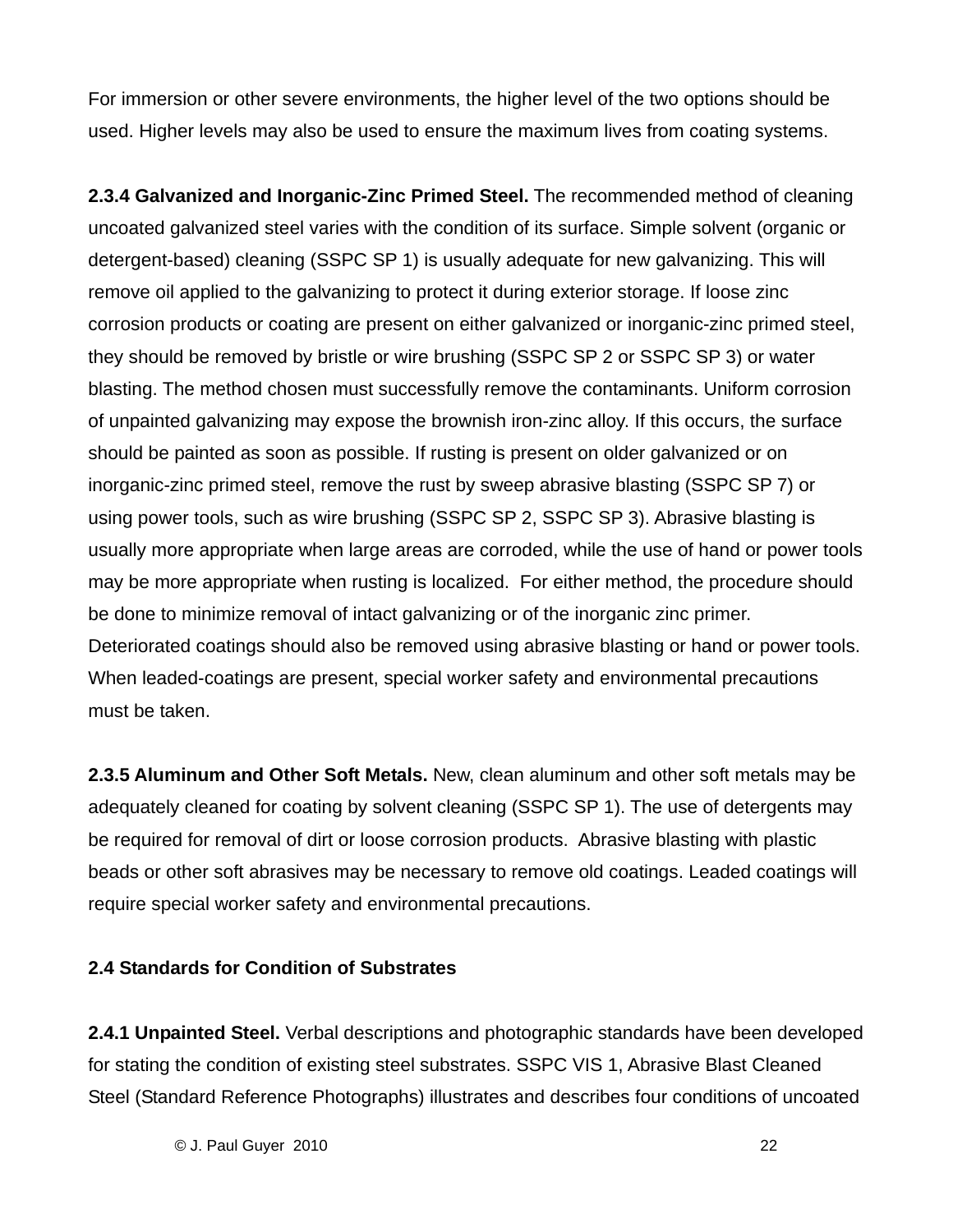For immersion or other severe environments, the higher level of the two options should be used. Higher levels may also be used to ensure the maximum lives from coating systems.

**2.3.4 Galvanized and Inorganic-Zinc Primed Steel.** The recommended method of cleaning uncoated galvanized steel varies with the condition of its surface. Simple solvent (organic or detergent-based) cleaning (SSPC SP 1) is usually adequate for new galvanizing. This will remove oil applied to the galvanizing to protect it during exterior storage. If loose zinc corrosion products or coating are present on either galvanized or inorganic-zinc primed steel, they should be removed by bristle or wire brushing (SSPC SP 2 or SSPC SP 3) or water blasting. The method chosen must successfully remove the contaminants. Uniform corrosion of unpainted galvanizing may expose the brownish iron-zinc alloy. If this occurs, the surface should be painted as soon as possible. If rusting is present on older galvanized or on inorganic-zinc primed steel, remove the rust by sweep abrasive blasting (SSPC SP 7) or using power tools, such as wire brushing (SSPC SP 2, SSPC SP 3). Abrasive blasting is usually more appropriate when large areas are corroded, while the use of hand or power tools may be more appropriate when rusting is localized. For either method, the procedure should be done to minimize removal of intact galvanizing or of the inorganic zinc primer. Deteriorated coatings should also be removed using abrasive blasting or hand or power tools. When leaded-coatings are present, special worker safety and environmental precautions must be taken.

**2.3.5 Aluminum and Other Soft Metals.** New, clean aluminum and other soft metals may be adequately cleaned for coating by solvent cleaning (SSPC SP 1). The use of detergents may be required for removal of dirt or loose corrosion products. Abrasive blasting with plastic beads or other soft abrasives may be necessary to remove old coatings. Leaded coatings will require special worker safety and environmental precautions.

**2.4 Standards for Condition of Substrates**

**2.4.1 Unpainted Steel.** Verbal descriptions and photographic standards have been developed for stating the condition of existing steel substrates. SSPC VIS 1, Abrasive Blast Cleaned Steel (Standard Reference Photographs) illustrates and describes four conditions of uncoated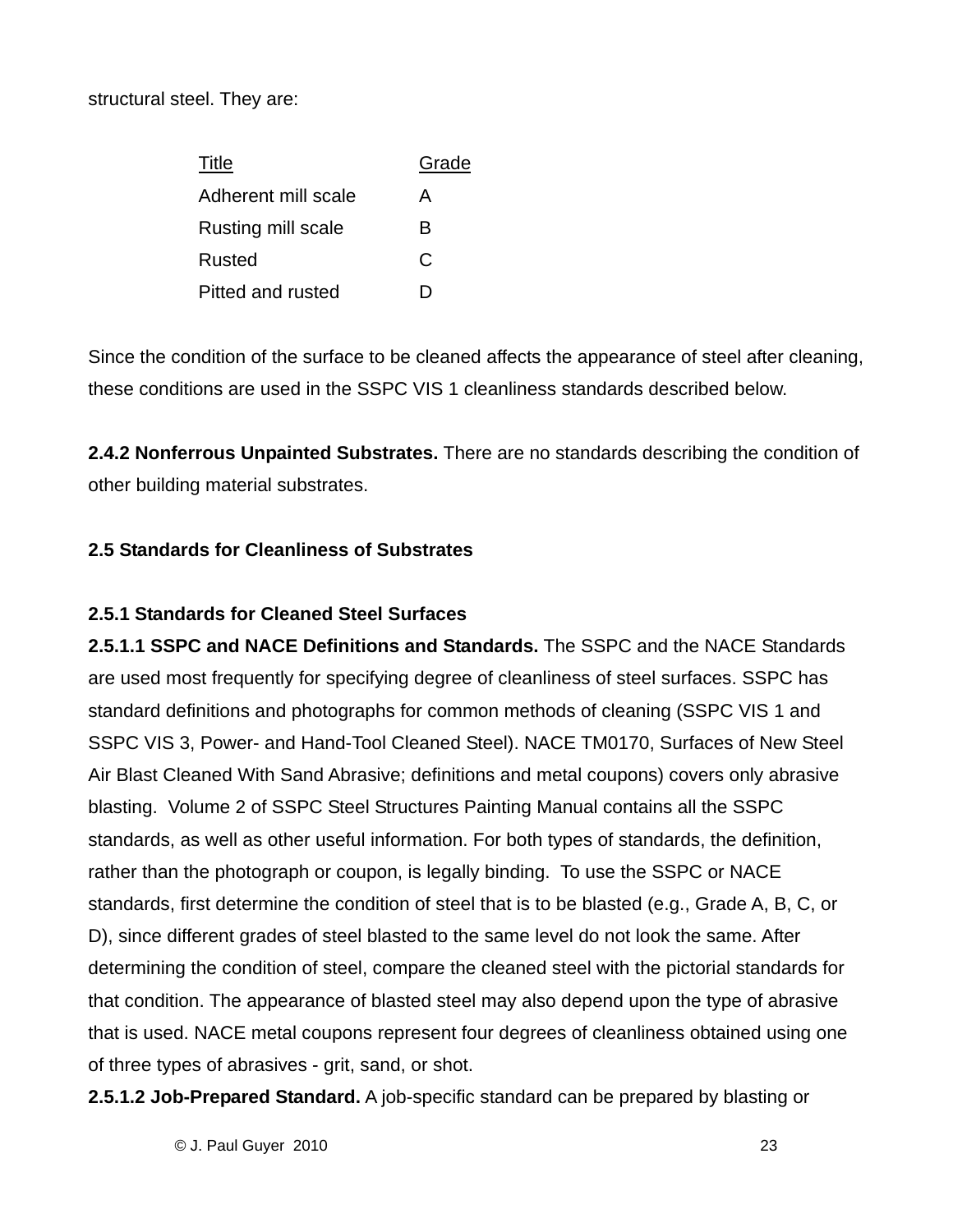structural steel. They are:

| Title | Grade |
| --- | --- |
| Adherent mill scale | A |
| Rusting mill scale | B |
| Rusted | C |
| Pitted and rusted | D |

Since the condition of the surface to be cleaned affects the appearance of steel after cleaning, these conditions are used in the SSPC VIS 1 cleanliness standards described below.

**2.4.2 Nonferrous Unpainted Substrates.** There are no standards describing the condition of other building material substrates.

## 2.5 Standards for Cleanliness of Substrates

### 2.5.1 Standards for Cleaned Steel Surfaces

**2.5.1.1 SSPC and NACE Definitions and Standards.** The SSPC and the NACE Standards are used most frequently for specifying degree of cleanliness of steel surfaces. SSPC has standard definitions and photographs for common methods of cleaning (SSPC VIS 1 and SSPC VIS 3, Power- and Hand-Tool Cleaned Steel). NACE TM0170, Surfaces of New Steel Air Blast Cleaned With Sand Abrasive; definitions and metal coupons) covers only abrasive blasting. Volume 2 of SSPC Steel Structures Painting Manual contains all the SSPC standards, as well as other useful information. For both types of standards, the definition, rather than the photograph or coupon, is legally binding. To use the SSPC or NACE standards, first determine the condition of steel that is to be blasted (e.g., Grade A, B, C, or D), since different grades of steel blasted to the same level do not look the same. After determining the condition of steel, compare the cleaned steel with the pictorial standards for that condition. The appearance of blasted steel may also depend upon the type of abrasive that is used. NACE metal coupons represent four degrees of cleanliness obtained using one of three types of abrasives - grit, sand, or shot.

**2.5.1.2 Job-Prepared Standard.** A job-specific standard can be prepared by blasting or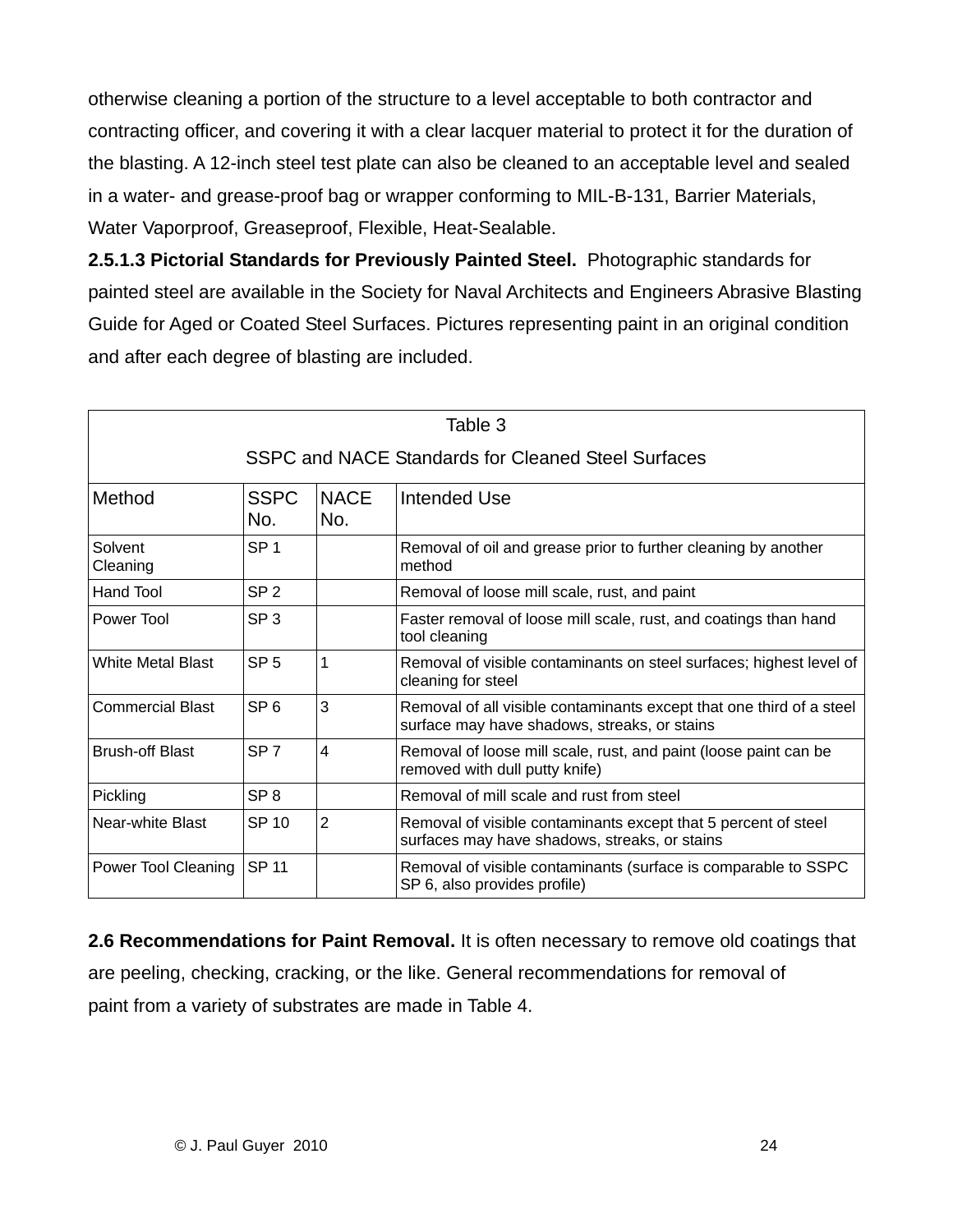otherwise cleaning a portion of the structure to a level acceptable to both contractor and contracting officer, and covering it with a clear lacquer material to protect it for the duration of the blasting. A 12-inch steel test plate can also be cleaned to an acceptable level and sealed in a water- and grease-proof bag or wrapper conforming to MIL-B-131, Barrier Materials, Water Vaporproof, Greaseproof, Flexible, Heat-Sealable.

**2.5.1.3 Pictorial Standards for Previously Painted Steel.** Photographic standards for painted steel are available in the Society for Naval Architects and Engineers Abrasive Blasting Guide for Aged or Coated Steel Surfaces. Pictures representing paint in an original condition and after each degree of blasting are included.

Table 3

SSPC and NACE Standards for Cleaned Steel Surfaces

| Method | SSPC No. | NACE No. | Intended Use |
|---|---|---|---|
| Solvent Cleaning | SP 1 | | Removal of oil and grease prior to further cleaning by another method |
| Hand Tool | SP 2 | | Removal of loose mill scale, rust, and paint |
| Power Tool | SP 3 | | Faster removal of loose mill scale, rust, and coatings than hand tool cleaning |
| White Metal Blast | SP 5 | 1 | Removal of visible contaminants on steel surfaces; highest level of cleaning for steel |
| Commercial Blast | SP 6 | 3 | Removal of all visible contaminants except that one third of a steel surface may have shadows, streaks, or stains |
| Brush-off Blast | SP 7 | 4 | Removal of loose mill scale, rust, and paint (loose paint can be removed with dull putty knife) |
| Pickling | SP 8 | | Removal of mill scale and rust from steel |
| Near-white Blast | SP 10 | 2 | Removal of visible contaminants except that 5 percent of steel surfaces may have shadows, streaks, or stains |
| Power Tool Cleaning | SP 11 | | Removal of visible contaminants (surface is comparable to SSPC SP 6, also provides profile) |

**2.6 Recommendations for Paint Removal.** It is often necessary to remove old coatings that are peeling, checking, cracking, or the like. General recommendations for removal of paint from a variety of substrates are made in Table 4.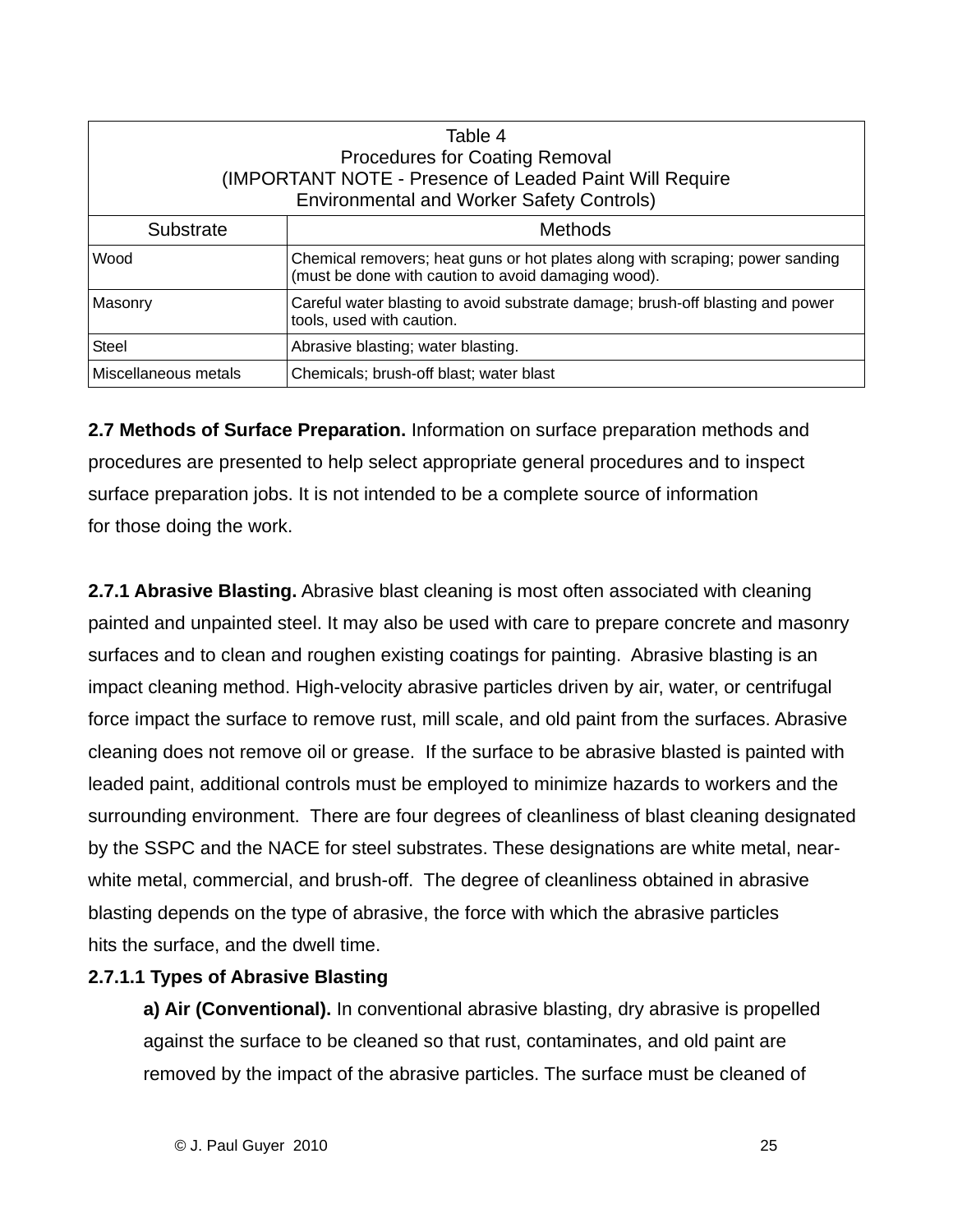| Table 4<br>Procedures for Coating Removal<br>(IMPORTANT NOTE - Presence of Leaded Paint Will Require<br>Environmental and Worker Safety Controls) | |
|---|---|
| **Substrate** | **Methods** |
| Wood | Chemical removers; heat guns or hot plates along with scraping; power sanding (must be done with caution to avoid damaging wood). |
| Masonry | Careful water blasting to avoid substrate damage; brush-off blasting and power tools, used with caution. |
| Steel | Abrasive blasting; water blasting. |
| Miscellaneous metals | Chemicals; brush-off blast; water blast |

**2.7 Methods of Surface Preparation.** Information on surface preparation methods and procedures are presented to help select appropriate general procedures and to inspect surface preparation jobs. It is not intended to be a complete source of information for those doing the work.

**2.7.1 Abrasive Blasting.** Abrasive blast cleaning is most often associated with cleaning painted and unpainted steel. It may also be used with care to prepare concrete and masonry surfaces and to clean and roughen existing coatings for painting. Abrasive blasting is an impact cleaning method. High-velocity abrasive particles driven by air, water, or centrifugal force impact the surface to remove rust, mill scale, and old paint from the surfaces. Abrasive cleaning does not remove oil or grease. If the surface to be abrasive blasted is painted with leaded paint, additional controls must be employed to minimize hazards to workers and the surrounding environment. There are four degrees of cleanliness of blast cleaning designated by the SSPC and the NACE for steel substrates. These designations are white metal, near-white metal, commercial, and brush-off. The degree of cleanliness obtained in abrasive blasting depends on the type of abrasive, the force with which the abrasive particles hits the surface, and the dwell time.

**2.7.1.1 Types of Abrasive Blasting**

**a) Air (Conventional).** In conventional abrasive blasting, dry abrasive is propelled against the surface to be cleaned so that rust, contaminates, and old paint are removed by the impact of the abrasive particles. The surface must be cleaned of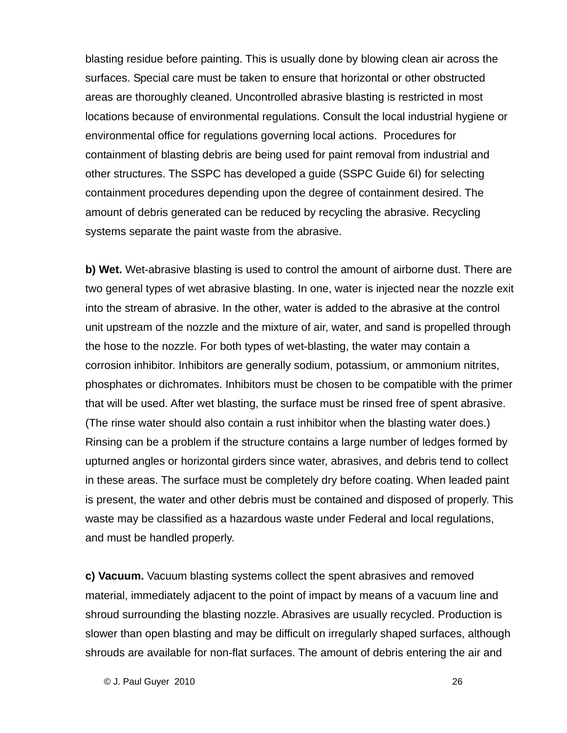blasting residue before painting. This is usually done by blowing clean air across the surfaces. Special care must be taken to ensure that horizontal or other obstructed areas are thoroughly cleaned. Uncontrolled abrasive blasting is restricted in most locations because of environmental regulations. Consult the local industrial hygiene or environmental office for regulations governing local actions. Procedures for containment of blasting debris are being used for paint removal from industrial and other structures. The SSPC has developed a guide (SSPC Guide 6I) for selecting containment procedures depending upon the degree of containment desired. The amount of debris generated can be reduced by recycling the abrasive. Recycling systems separate the paint waste from the abrasive.

**b) Wet.** Wet-abrasive blasting is used to control the amount of airborne dust. There are two general types of wet abrasive blasting. In one, water is injected near the nozzle exit into the stream of abrasive. In the other, water is added to the abrasive at the control unit upstream of the nozzle and the mixture of air, water, and sand is propelled through the hose to the nozzle. For both types of wet-blasting, the water may contain a corrosion inhibitor. Inhibitors are generally sodium, potassium, or ammonium nitrites, phosphates or dichromates. Inhibitors must be chosen to be compatible with the primer that will be used. After wet blasting, the surface must be rinsed free of spent abrasive. (The rinse water should also contain a rust inhibitor when the blasting water does.) Rinsing can be a problem if the structure contains a large number of ledges formed by upturned angles or horizontal girders since water, abrasives, and debris tend to collect in these areas. The surface must be completely dry before coating. When leaded paint is present, the water and other debris must be contained and disposed of properly. This waste may be classified as a hazardous waste under Federal and local regulations, and must be handled properly.

**c) Vacuum.** Vacuum blasting systems collect the spent abrasives and removed material, immediately adjacent to the point of impact by means of a vacuum line and shroud surrounding the blasting nozzle. Abrasives are usually recycled. Production is slower than open blasting and may be difficult on irregularly shaped surfaces, although shrouds are available for non-flat surfaces. The amount of debris entering the air and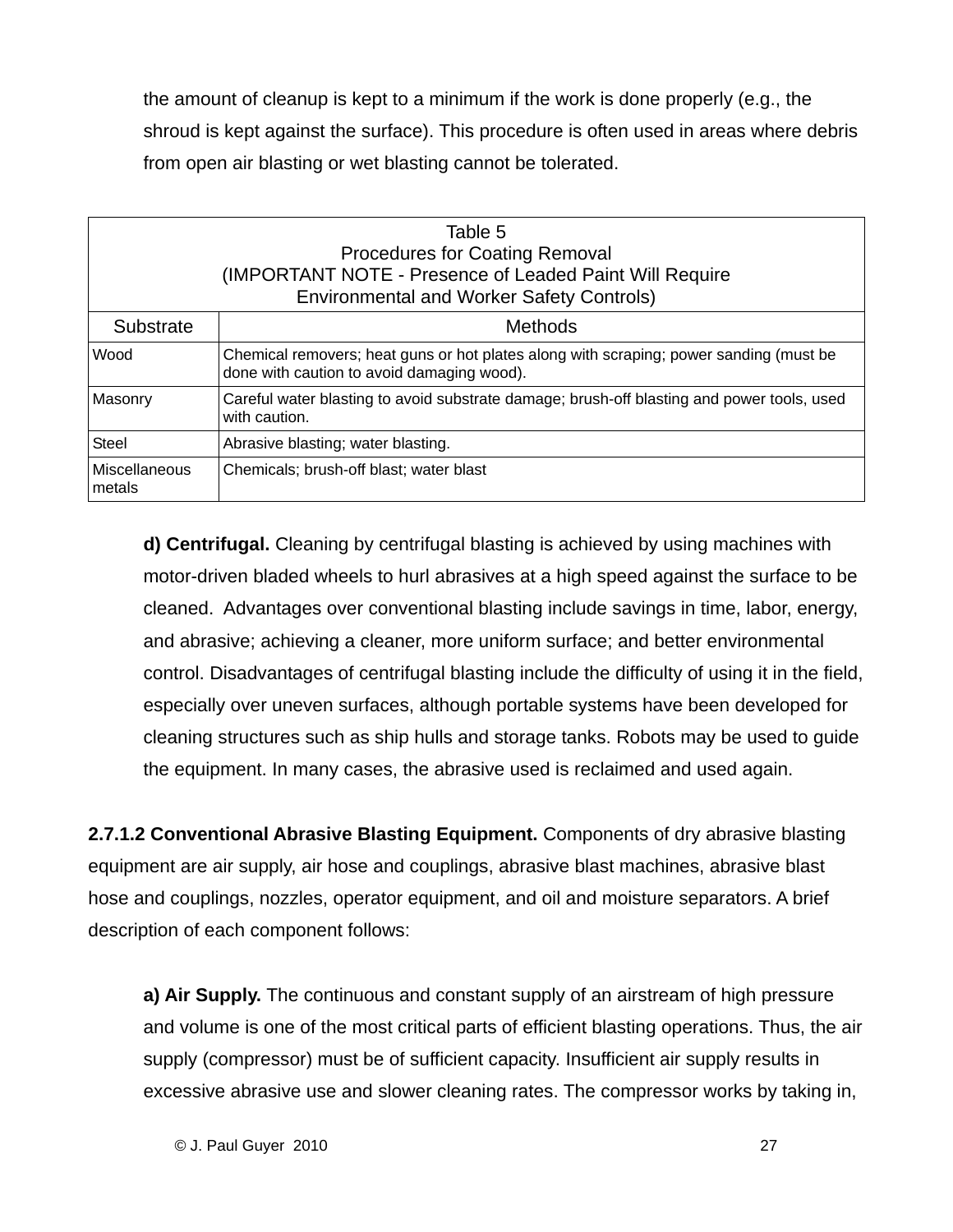the amount of cleanup is kept to a minimum if the work is done properly (e.g., the shroud is kept against the surface). This procedure is often used in areas where debris from open air blasting or wet blasting cannot be tolerated.

Table 5
Procedures for Coating Removal
(IMPORTANT NOTE - Presence of Leaded Paint Will Require Environmental and Worker Safety Controls)

| Substrate | Methods |
|---|---|
| Wood | Chemical removers; heat guns or hot plates along with scraping; power sanding (must be done with caution to avoid damaging wood). |
| Masonry | Careful water blasting to avoid substrate damage; brush-off blasting and power tools, used with caution. |
| Steel | Abrasive blasting; water blasting. |
| Miscellaneous metals | Chemicals; brush-off blast; water blast |

**d) Centrifugal.** Cleaning by centrifugal blasting is achieved by using machines with motor-driven bladed wheels to hurl abrasives at a high speed against the surface to be cleaned. Advantages over conventional blasting include savings in time, labor, energy, and abrasive; achieving a cleaner, more uniform surface; and better environmental control. Disadvantages of centrifugal blasting include the difficulty of using it in the field, especially over uneven surfaces, although portable systems have been developed for cleaning structures such as ship hulls and storage tanks. Robots may be used to guide the equipment. In many cases, the abrasive used is reclaimed and used again.

**2.7.1.2 Conventional Abrasive Blasting Equipment.** Components of dry abrasive blasting equipment are air supply, air hose and couplings, abrasive blast machines, abrasive blast hose and couplings, nozzles, operator equipment, and oil and moisture separators. A brief description of each component follows:

**a) Air Supply.** The continuous and constant supply of an airstream of high pressure and volume is one of the most critical parts of efficient blasting operations. Thus, the air supply (compressor) must be of sufficient capacity. Insufficient air supply results in excessive abrasive use and slower cleaning rates. The compressor works by taking in,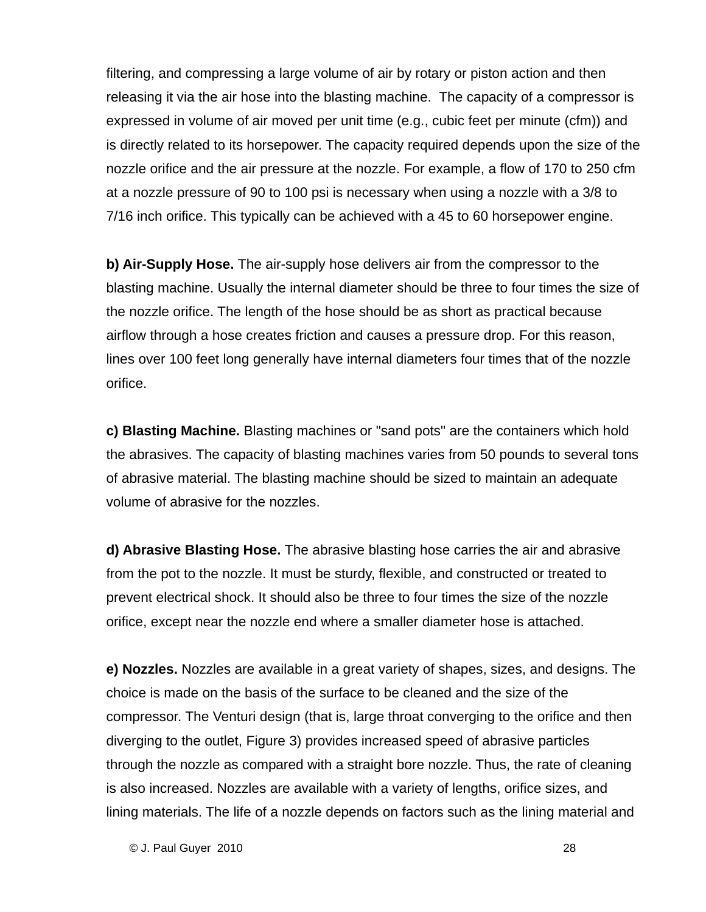filtering, and compressing a large volume of air by rotary or piston action and then releasing it via the air hose into the blasting machine. The capacity of a compressor is expressed in volume of air moved per unit time (e.g., cubic feet per minute (cfm)) and is directly related to its horsepower. The capacity required depends upon the size of the nozzle orifice and the air pressure at the nozzle. For example, a flow of 170 to 250 cfm at a nozzle pressure of 90 to 100 psi is necessary when using a nozzle with a 3/8 to 7/16 inch orifice. This typically can be achieved with a 45 to 60 horsepower engine.

**b) Air-Supply Hose.** The air-supply hose delivers air from the compressor to the blasting machine. Usually the internal diameter should be three to four times the size of the nozzle orifice. The length of the hose should be as short as practical because airflow through a hose creates friction and causes a pressure drop. For this reason, lines over 100 feet long generally have internal diameters four times that of the nozzle orifice.

**c) Blasting Machine.** Blasting machines or "sand pots" are the containers which hold the abrasives. The capacity of blasting machines varies from 50 pounds to several tons of abrasive material. The blasting machine should be sized to maintain an adequate volume of abrasive for the nozzles.

**d) Abrasive Blasting Hose.** The abrasive blasting hose carries the air and abrasive from the pot to the nozzle. It must be sturdy, flexible, and constructed or treated to prevent electrical shock. It should also be three to four times the size of the nozzle orifice, except near the nozzle end where a smaller diameter hose is attached.

**e) Nozzles.** Nozzles are available in a great variety of shapes, sizes, and designs. The choice is made on the basis of the surface to be cleaned and the size of the compressor. The Venturi design (that is, large throat converging to the orifice and then diverging to the outlet, Figure 3) provides increased speed of abrasive particles through the nozzle as compared with a straight bore nozzle. Thus, the rate of cleaning is also increased. Nozzles are available with a variety of lengths, orifice sizes, and lining materials. The life of a nozzle depends on factors such as the lining material and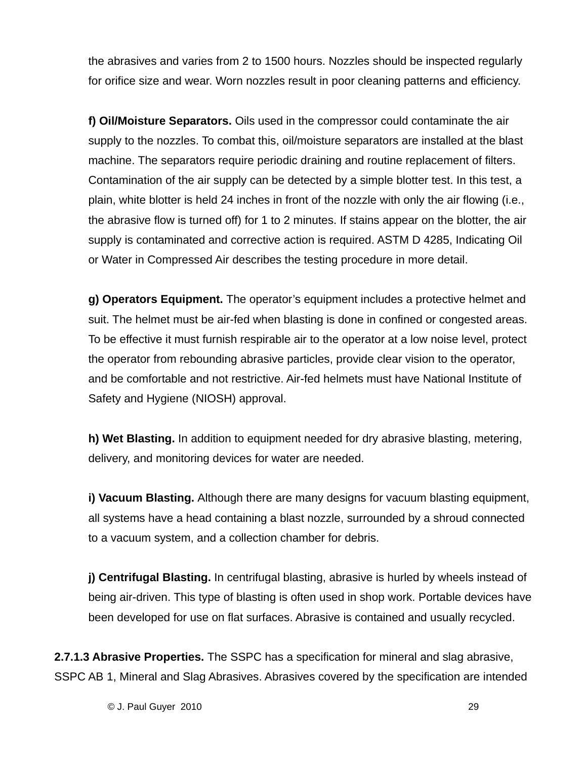the abrasives and varies from 2 to 1500 hours. Nozzles should be inspected regularly for orifice size and wear. Worn nozzles result in poor cleaning patterns and efficiency.

**f) Oil/Moisture Separators.** Oils used in the compressor could contaminate the air supply to the nozzles. To combat this, oil/moisture separators are installed at the blast machine. The separators require periodic draining and routine replacement of filters. Contamination of the air supply can be detected by a simple blotter test. In this test, a plain, white blotter is held 24 inches in front of the nozzle with only the air flowing (i.e., the abrasive flow is turned off) for 1 to 2 minutes. If stains appear on the blotter, the air supply is contaminated and corrective action is required. ASTM D 4285, Indicating Oil or Water in Compressed Air describes the testing procedure in more detail.

**g) Operators Equipment.** The operator's equipment includes a protective helmet and suit. The helmet must be air-fed when blasting is done in confined or congested areas. To be effective it must furnish respirable air to the operator at a low noise level, protect the operator from rebounding abrasive particles, provide clear vision to the operator, and be comfortable and not restrictive. Air-fed helmets must have National Institute of Safety and Hygiene (NIOSH) approval.

**h) Wet Blasting.** In addition to equipment needed for dry abrasive blasting, metering, delivery, and monitoring devices for water are needed.

**i) Vacuum Blasting.** Although there are many designs for vacuum blasting equipment, all systems have a head containing a blast nozzle, surrounded by a shroud connected to a vacuum system, and a collection chamber for debris.

**j) Centrifugal Blasting.** In centrifugal blasting, abrasive is hurled by wheels instead of being air-driven. This type of blasting is often used in shop work. Portable devices have been developed for use on flat surfaces. Abrasive is contained and usually recycled.

**2.7.1.3 Abrasive Properties.** The SSPC has a specification for mineral and slag abrasive, SSPC AB 1, Mineral and Slag Abrasives. Abrasives covered by the specification are intended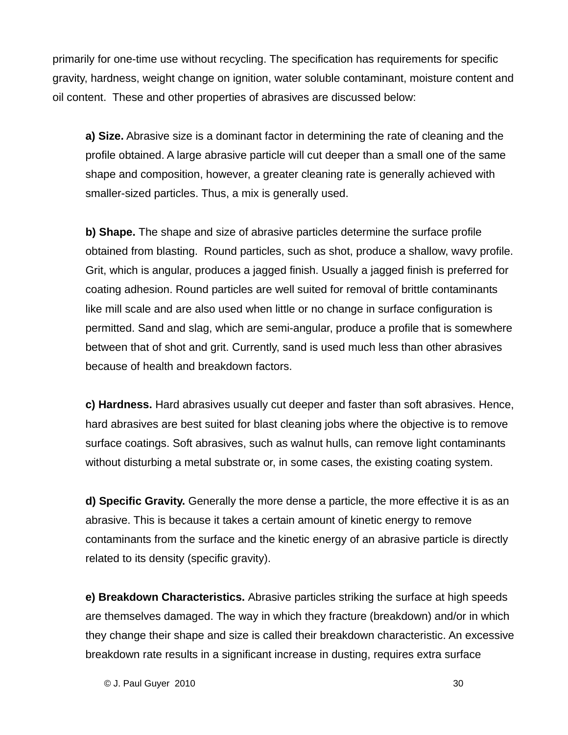primarily for one-time use without recycling. The specification has requirements for specific gravity, hardness, weight change on ignition, water soluble contaminant, moisture content and oil content. These and other properties of abrasives are discussed below:

**a) Size.** Abrasive size is a dominant factor in determining the rate of cleaning and the profile obtained. A large abrasive particle will cut deeper than a small one of the same shape and composition, however, a greater cleaning rate is generally achieved with smaller-sized particles. Thus, a mix is generally used.

**b) Shape.** The shape and size of abrasive particles determine the surface profile obtained from blasting. Round particles, such as shot, produce a shallow, wavy profile. Grit, which is angular, produces a jagged finish. Usually a jagged finish is preferred for coating adhesion. Round particles are well suited for removal of brittle contaminants like mill scale and are also used when little or no change in surface configuration is permitted. Sand and slag, which are semi-angular, produce a profile that is somewhere between that of shot and grit. Currently, sand is used much less than other abrasives because of health and breakdown factors.

**c) Hardness.** Hard abrasives usually cut deeper and faster than soft abrasives. Hence, hard abrasives are best suited for blast cleaning jobs where the objective is to remove surface coatings. Soft abrasives, such as walnut hulls, can remove light contaminants without disturbing a metal substrate or, in some cases, the existing coating system.

**d) Specific Gravity.** Generally the more dense a particle, the more effective it is as an abrasive. This is because it takes a certain amount of kinetic energy to remove contaminants from the surface and the kinetic energy of an abrasive particle is directly related to its density (specific gravity).

**e) Breakdown Characteristics.** Abrasive particles striking the surface at high speeds are themselves damaged. The way in which they fracture (breakdown) and/or in which they change their shape and size is called their breakdown characteristic. An excessive breakdown rate results in a significant increase in dusting, requires extra surface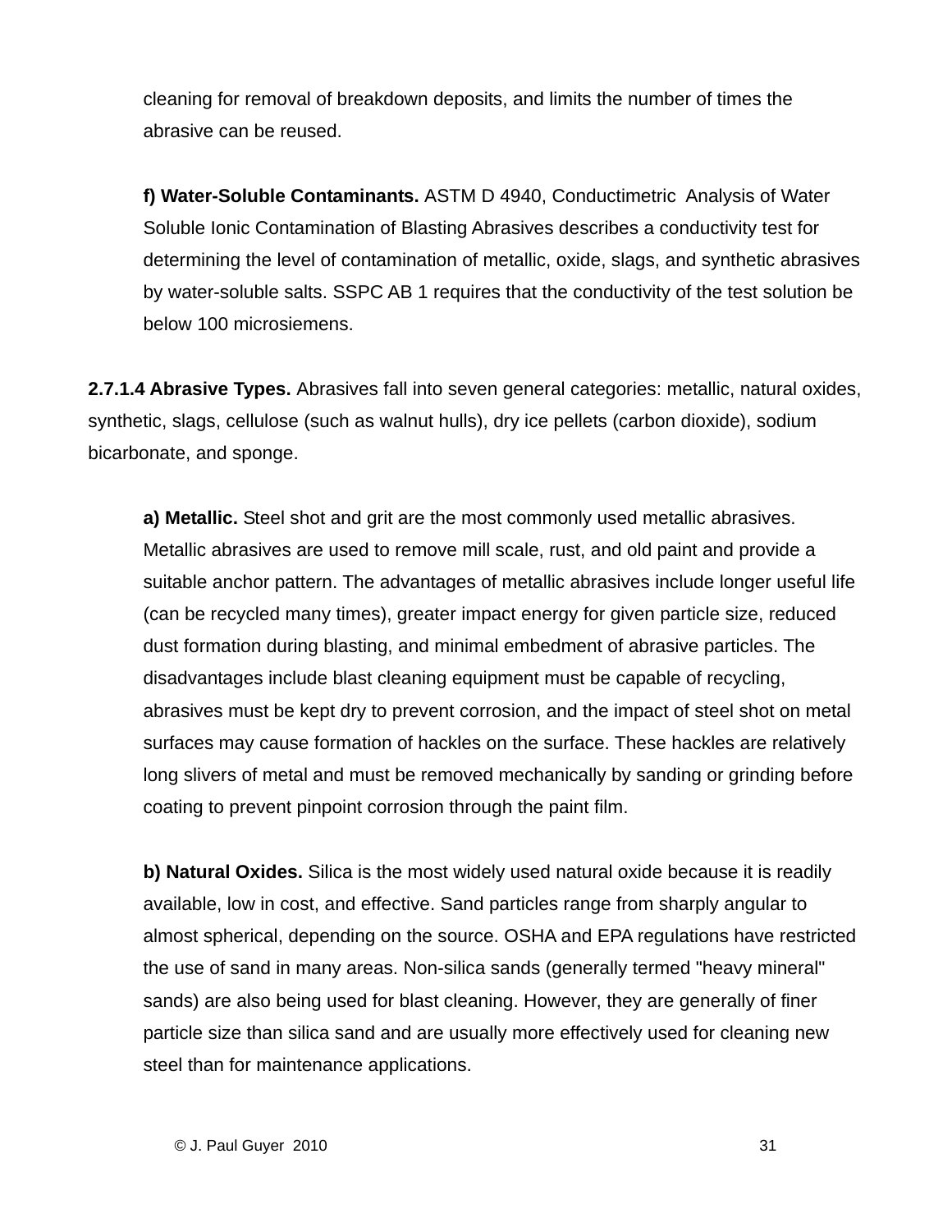cleaning for removal of breakdown deposits, and limits the number of times the abrasive can be reused.

**f) Water-Soluble Contaminants.** ASTM D 4940, Conductimetric Analysis of Water Soluble Ionic Contamination of Blasting Abrasives describes a conductivity test for determining the level of contamination of metallic, oxide, slags, and synthetic abrasives by water-soluble salts. SSPC AB 1 requires that the conductivity of the test solution be below 100 microsiemens.

**2.7.1.4 Abrasive Types.** Abrasives fall into seven general categories: metallic, natural oxides, synthetic, slags, cellulose (such as walnut hulls), dry ice pellets (carbon dioxide), sodium bicarbonate, and sponge.

**a) Metallic.** Steel shot and grit are the most commonly used metallic abrasives. Metallic abrasives are used to remove mill scale, rust, and old paint and provide a suitable anchor pattern. The advantages of metallic abrasives include longer useful life (can be recycled many times), greater impact energy for given particle size, reduced dust formation during blasting, and minimal embedment of abrasive particles. The disadvantages include blast cleaning equipment must be capable of recycling, abrasives must be kept dry to prevent corrosion, and the impact of steel shot on metal surfaces may cause formation of hackles on the surface. These hackles are relatively long slivers of metal and must be removed mechanically by sanding or grinding before coating to prevent pinpoint corrosion through the paint film.

**b) Natural Oxides.** Silica is the most widely used natural oxide because it is readily available, low in cost, and effective. Sand particles range from sharply angular to almost spherical, depending on the source. OSHA and EPA regulations have restricted the use of sand in many areas. Non-silica sands (generally termed "heavy mineral" sands) are also being used for blast cleaning. However, they are generally of finer particle size than silica sand and are usually more effectively used for cleaning new steel than for maintenance applications.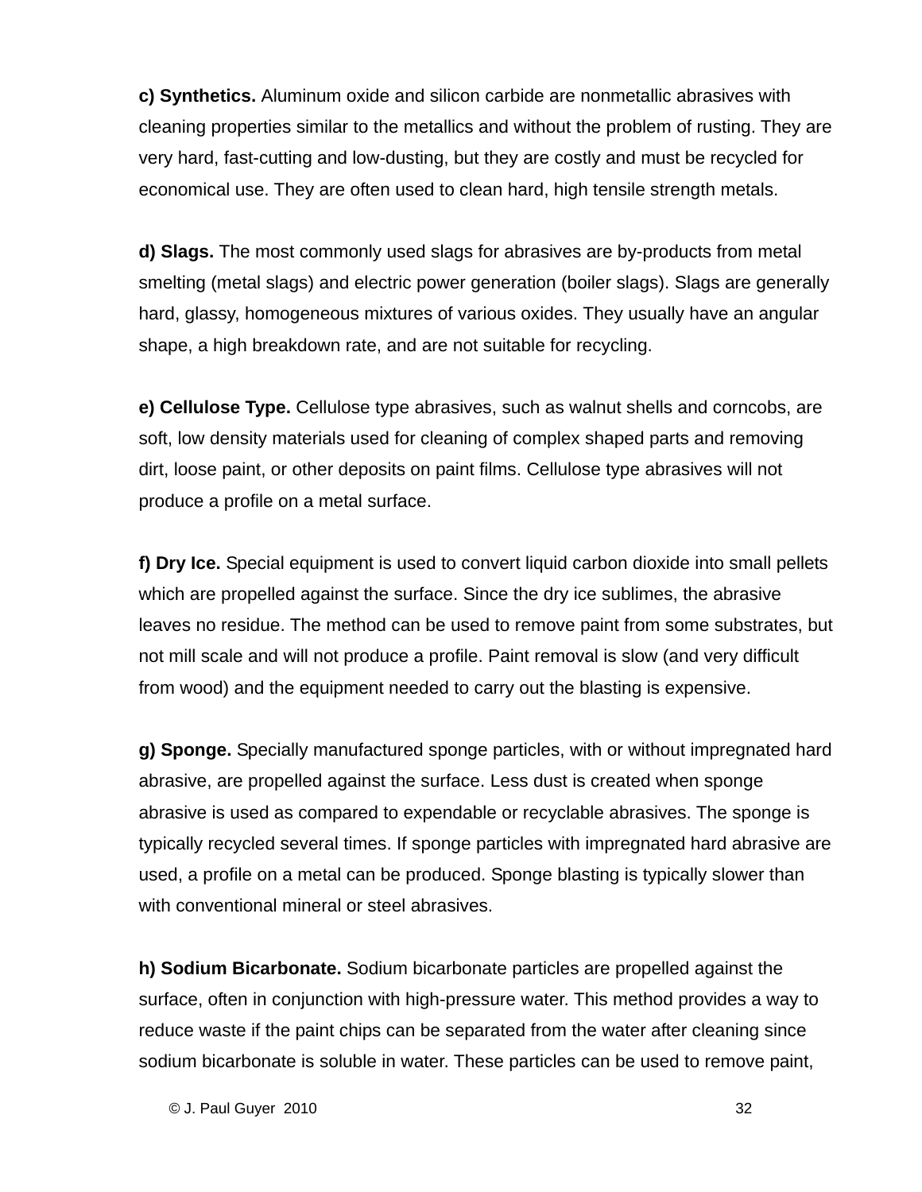**c) Synthetics.** Aluminum oxide and silicon carbide are nonmetallic abrasives with cleaning properties similar to the metallics and without the problem of rusting. They are very hard, fast-cutting and low-dusting, but they are costly and must be recycled for economical use. They are often used to clean hard, high tensile strength metals.

**d) Slags.** The most commonly used slags for abrasives are by-products from metal smelting (metal slags) and electric power generation (boiler slags). Slags are generally hard, glassy, homogeneous mixtures of various oxides. They usually have an angular shape, a high breakdown rate, and are not suitable for recycling.

**e) Cellulose Type.** Cellulose type abrasives, such as walnut shells and corncobs, are soft, low density materials used for cleaning of complex shaped parts and removing dirt, loose paint, or other deposits on paint films. Cellulose type abrasives will not produce a profile on a metal surface.

**f) Dry Ice.** Special equipment is used to convert liquid carbon dioxide into small pellets which are propelled against the surface. Since the dry ice sublimes, the abrasive leaves no residue. The method can be used to remove paint from some substrates, but not mill scale and will not produce a profile. Paint removal is slow (and very difficult from wood) and the equipment needed to carry out the blasting is expensive.

**g) Sponge.** Specially manufactured sponge particles, with or without impregnated hard abrasive, are propelled against the surface. Less dust is created when sponge abrasive is used as compared to expendable or recyclable abrasives. The sponge is typically recycled several times. If sponge particles with impregnated hard abrasive are used, a profile on a metal can be produced. Sponge blasting is typically slower than with conventional mineral or steel abrasives.

**h) Sodium Bicarbonate.** Sodium bicarbonate particles are propelled against the surface, often in conjunction with high-pressure water. This method provides a way to reduce waste if the paint chips can be separated from the water after cleaning since sodium bicarbonate is soluble in water. These particles can be used to remove paint,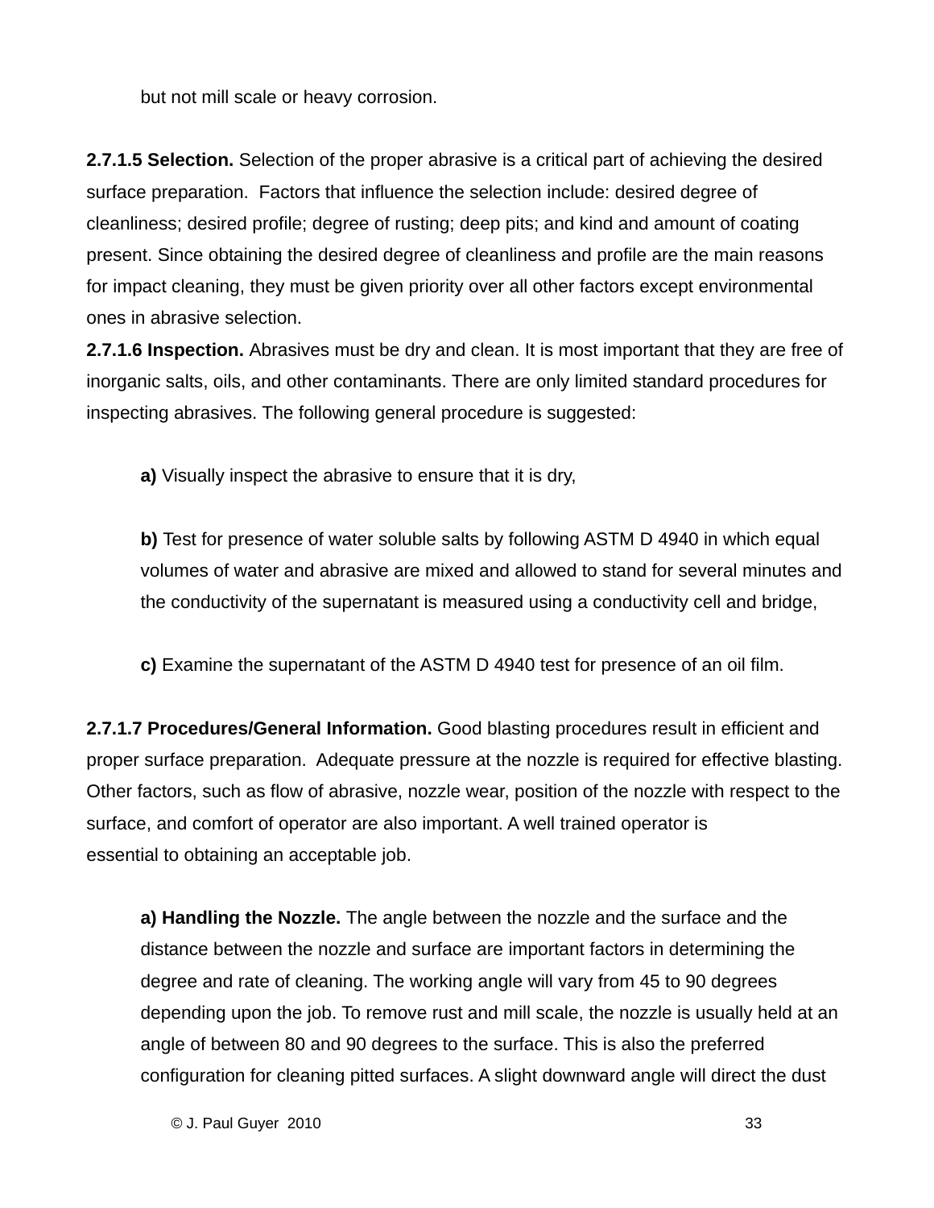but not mill scale or heavy corrosion.

**2.7.1.5 Selection.** Selection of the proper abrasive is a critical part of achieving the desired surface preparation. Factors that influence the selection include: desired degree of cleanliness; desired profile; degree of rusting; deep pits; and kind and amount of coating present. Since obtaining the desired degree of cleanliness and profile are the main reasons for impact cleaning, they must be given priority over all other factors except environmental ones in abrasive selection.

**2.7.1.6 Inspection.** Abrasives must be dry and clean. It is most important that they are free of inorganic salts, oils, and other contaminants. There are only limited standard procedures for inspecting abrasives. The following general procedure is suggested:

**a)** Visually inspect the abrasive to ensure that it is dry,

**b)** Test for presence of water soluble salts by following ASTM D 4940 in which equal volumes of water and abrasive are mixed and allowed to stand for several minutes and the conductivity of the supernatant is measured using a conductivity cell and bridge,

**c)** Examine the supernatant of the ASTM D 4940 test for presence of an oil film.

**2.7.1.7 Procedures/General Information.** Good blasting procedures result in efficient and proper surface preparation. Adequate pressure at the nozzle is required for effective blasting. Other factors, such as flow of abrasive, nozzle wear, position of the nozzle with respect to the surface, and comfort of operator are also important. A well trained operator is essential to obtaining an acceptable job.

**a) Handling the Nozzle.** The angle between the nozzle and the surface and the distance between the nozzle and surface are important factors in determining the degree and rate of cleaning. The working angle will vary from 45 to 90 degrees depending upon the job. To remove rust and mill scale, the nozzle is usually held at an angle of between 80 and 90 degrees to the surface. This is also the preferred configuration for cleaning pitted surfaces. A slight downward angle will direct the dust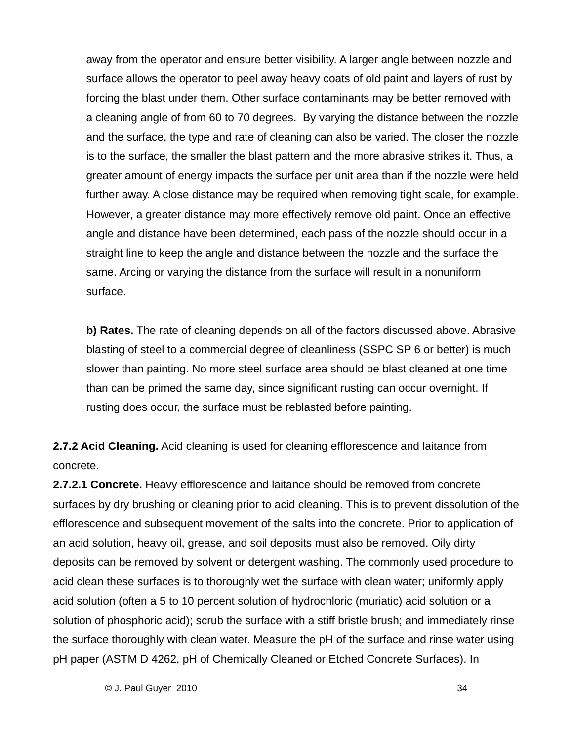away from the operator and ensure better visibility. A larger angle between nozzle and surface allows the operator to peel away heavy coats of old paint and layers of rust by forcing the blast under them. Other surface contaminants may be better removed with a cleaning angle of from 60 to 70 degrees. By varying the distance between the nozzle and the surface, the type and rate of cleaning can also be varied. The closer the nozzle is to the surface, the smaller the blast pattern and the more abrasive strikes it. Thus, a greater amount of energy impacts the surface per unit area than if the nozzle were held further away. A close distance may be required when removing tight scale, for example. However, a greater distance may more effectively remove old paint. Once an effective angle and distance have been determined, each pass of the nozzle should occur in a straight line to keep the angle and distance between the nozzle and the surface the same. Arcing or varying the distance from the surface will result in a nonuniform surface.

**b) Rates.** The rate of cleaning depends on all of the factors discussed above. Abrasive blasting of steel to a commercial degree of cleanliness (SSPC SP 6 or better) is much slower than painting. No more steel surface area should be blast cleaned at one time than can be primed the same day, since significant rusting can occur overnight. If rusting does occur, the surface must be reblasted before painting.

**2.7.2 Acid Cleaning.** Acid cleaning is used for cleaning efflorescence and laitance from concrete.

**2.7.2.1 Concrete.** Heavy efflorescence and laitance should be removed from concrete surfaces by dry brushing or cleaning prior to acid cleaning. This is to prevent dissolution of the efflorescence and subsequent movement of the salts into the concrete. Prior to application of an acid solution, heavy oil, grease, and soil deposits must also be removed. Oily dirty deposits can be removed by solvent or detergent washing. The commonly used procedure to acid clean these surfaces is to thoroughly wet the surface with clean water; uniformly apply acid solution (often a 5 to 10 percent solution of hydrochloric (muriatic) acid solution or a solution of phosphoric acid); scrub the surface with a stiff bristle brush; and immediately rinse the surface thoroughly with clean water. Measure the pH of the surface and rinse water using pH paper (ASTM D 4262, pH of Chemically Cleaned or Etched Concrete Surfaces). In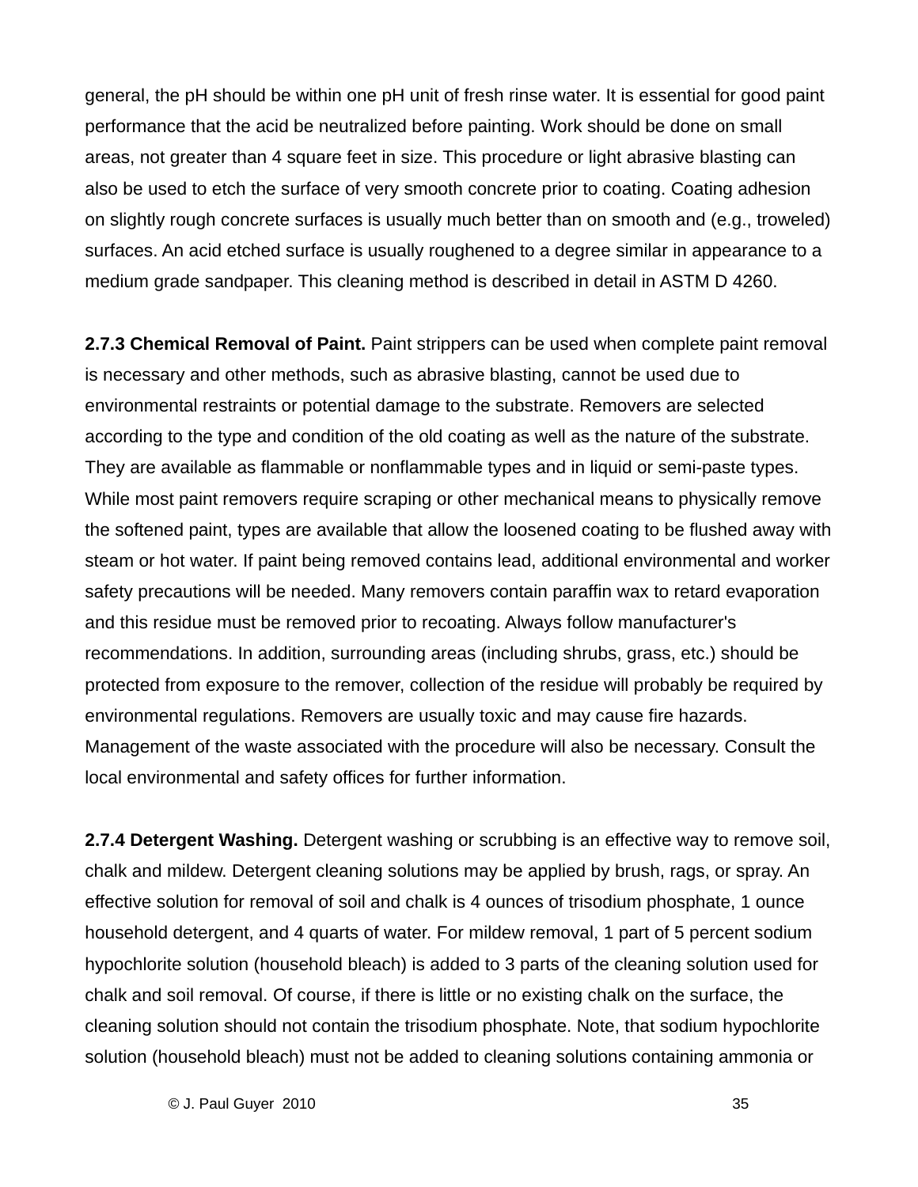general, the pH should be within one pH unit of fresh rinse water. It is essential for good paint performance that the acid be neutralized before painting. Work should be done on small areas, not greater than 4 square feet in size. This procedure or light abrasive blasting can also be used to etch the surface of very smooth concrete prior to coating. Coating adhesion on slightly rough concrete surfaces is usually much better than on smooth and (e.g., troweled) surfaces. An acid etched surface is usually roughened to a degree similar in appearance to a medium grade sandpaper. This cleaning method is described in detail in ASTM D 4260.

**2.7.3 Chemical Removal of Paint.** Paint strippers can be used when complete paint removal is necessary and other methods, such as abrasive blasting, cannot be used due to environmental restraints or potential damage to the substrate. Removers are selected according to the type and condition of the old coating as well as the nature of the substrate. They are available as flammable or nonflammable types and in liquid or semi-paste types. While most paint removers require scraping or other mechanical means to physically remove the softened paint, types are available that allow the loosened coating to be flushed away with steam or hot water. If paint being removed contains lead, additional environmental and worker safety precautions will be needed. Many removers contain paraffin wax to retard evaporation and this residue must be removed prior to recoating. Always follow manufacturer's recommendations. In addition, surrounding areas (including shrubs, grass, etc.) should be protected from exposure to the remover, collection of the residue will probably be required by environmental regulations. Removers are usually toxic and may cause fire hazards. Management of the waste associated with the procedure will also be necessary. Consult the local environmental and safety offices for further information.

**2.7.4 Detergent Washing.** Detergent washing or scrubbing is an effective way to remove soil, chalk and mildew. Detergent cleaning solutions may be applied by brush, rags, or spray. An effective solution for removal of soil and chalk is 4 ounces of trisodium phosphate, 1 ounce household detergent, and 4 quarts of water. For mildew removal, 1 part of 5 percent sodium hypochlorite solution (household bleach) is added to 3 parts of the cleaning solution used for chalk and soil removal. Of course, if there is little or no existing chalk on the surface, the cleaning solution should not contain the trisodium phosphate. Note, that sodium hypochlorite solution (household bleach) must not be added to cleaning solutions containing ammonia or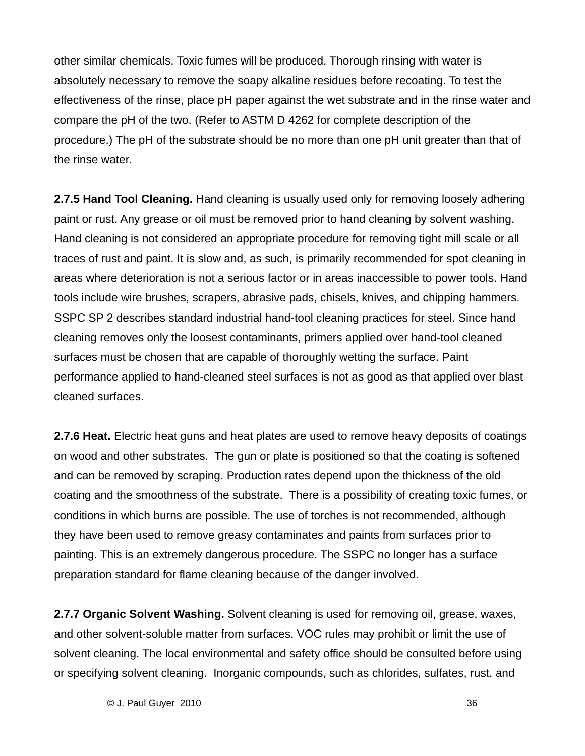other similar chemicals. Toxic fumes will be produced. Thorough rinsing with water is absolutely necessary to remove the soapy alkaline residues before recoating. To test the effectiveness of the rinse, place pH paper against the wet substrate and in the rinse water and compare the pH of the two. (Refer to ASTM D 4262 for complete description of the procedure.) The pH of the substrate should be no more than one pH unit greater than that of the rinse water.

**2.7.5 Hand Tool Cleaning.** Hand cleaning is usually used only for removing loosely adhering paint or rust. Any grease or oil must be removed prior to hand cleaning by solvent washing. Hand cleaning is not considered an appropriate procedure for removing tight mill scale or all traces of rust and paint. It is slow and, as such, is primarily recommended for spot cleaning in areas where deterioration is not a serious factor or in areas inaccessible to power tools. Hand tools include wire brushes, scrapers, abrasive pads, chisels, knives, and chipping hammers. SSPC SP 2 describes standard industrial hand-tool cleaning practices for steel. Since hand cleaning removes only the loosest contaminants, primers applied over hand-tool cleaned surfaces must be chosen that are capable of thoroughly wetting the surface. Paint performance applied to hand-cleaned steel surfaces is not as good as that applied over blast cleaned surfaces.

**2.7.6 Heat.** Electric heat guns and heat plates are used to remove heavy deposits of coatings on wood and other substrates. The gun or plate is positioned so that the coating is softened and can be removed by scraping. Production rates depend upon the thickness of the old coating and the smoothness of the substrate. There is a possibility of creating toxic fumes, or conditions in which burns are possible. The use of torches is not recommended, although they have been used to remove greasy contaminates and paints from surfaces prior to painting. This is an extremely dangerous procedure. The SSPC no longer has a surface preparation standard for flame cleaning because of the danger involved.

**2.7.7 Organic Solvent Washing.** Solvent cleaning is used for removing oil, grease, waxes, and other solvent-soluble matter from surfaces. VOC rules may prohibit or limit the use of solvent cleaning. The local environmental and safety office should be consulted before using or specifying solvent cleaning. Inorganic compounds, such as chlorides, sulfates, rust, and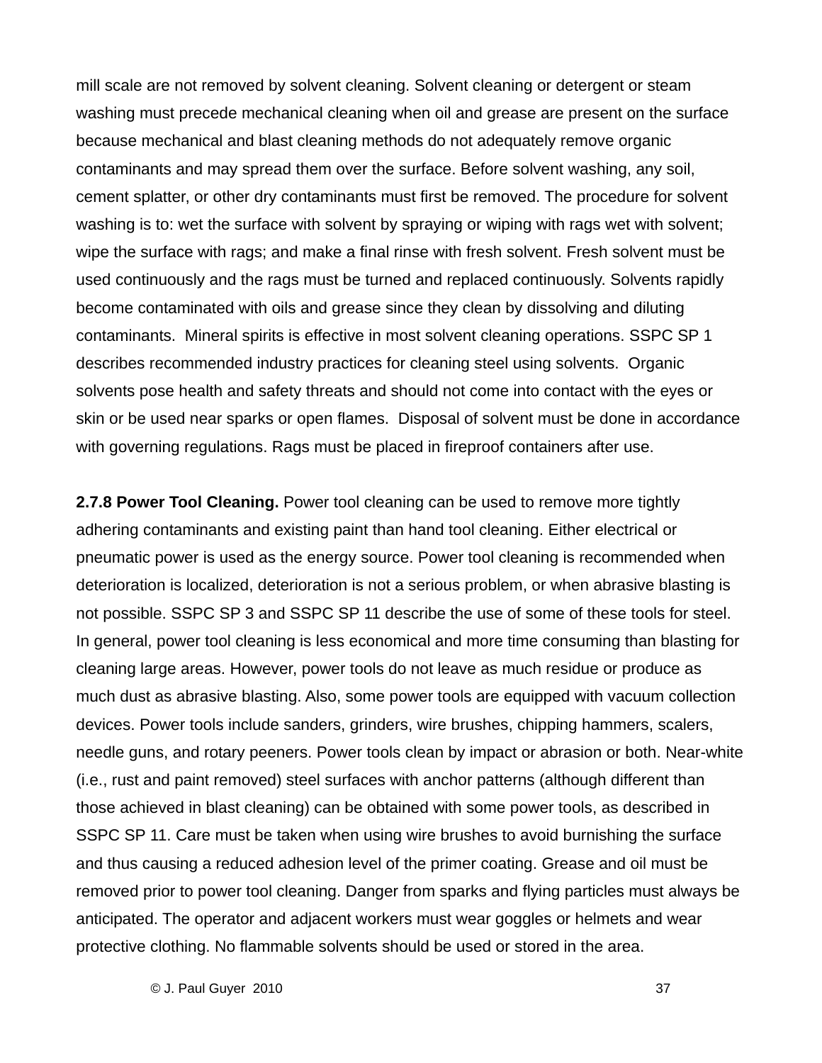mill scale are not removed by solvent cleaning. Solvent cleaning or detergent or steam washing must precede mechanical cleaning when oil and grease are present on the surface because mechanical and blast cleaning methods do not adequately remove organic contaminants and may spread them over the surface. Before solvent washing, any soil, cement splatter, or other dry contaminants must first be removed. The procedure for solvent washing is to: wet the surface with solvent by spraying or wiping with rags wet with solvent; wipe the surface with rags; and make a final rinse with fresh solvent. Fresh solvent must be used continuously and the rags must be turned and replaced continuously. Solvents rapidly become contaminated with oils and grease since they clean by dissolving and diluting contaminants. Mineral spirits is effective in most solvent cleaning operations. SSPC SP 1 describes recommended industry practices for cleaning steel using solvents. Organic solvents pose health and safety threats and should not come into contact with the eyes or skin or be used near sparks or open flames. Disposal of solvent must be done in accordance with governing regulations. Rags must be placed in fireproof containers after use.

**2.7.8 Power Tool Cleaning.** Power tool cleaning can be used to remove more tightly adhering contaminants and existing paint than hand tool cleaning. Either electrical or pneumatic power is used as the energy source. Power tool cleaning is recommended when deterioration is localized, deterioration is not a serious problem, or when abrasive blasting is not possible. SSPC SP 3 and SSPC SP 11 describe the use of some of these tools for steel. In general, power tool cleaning is less economical and more time consuming than blasting for cleaning large areas. However, power tools do not leave as much residue or produce as much dust as abrasive blasting. Also, some power tools are equipped with vacuum collection devices. Power tools include sanders, grinders, wire brushes, chipping hammers, scalers, needle guns, and rotary peeners. Power tools clean by impact or abrasion or both. Near-white (i.e., rust and paint removed) steel surfaces with anchor patterns (although different than those achieved in blast cleaning) can be obtained with some power tools, as described in SSPC SP 11. Care must be taken when using wire brushes to avoid burnishing the surface and thus causing a reduced adhesion level of the primer coating. Grease and oil must be removed prior to power tool cleaning. Danger from sparks and flying particles must always be anticipated. The operator and adjacent workers must wear goggles or helmets and wear protective clothing. No flammable solvents should be used or stored in the area.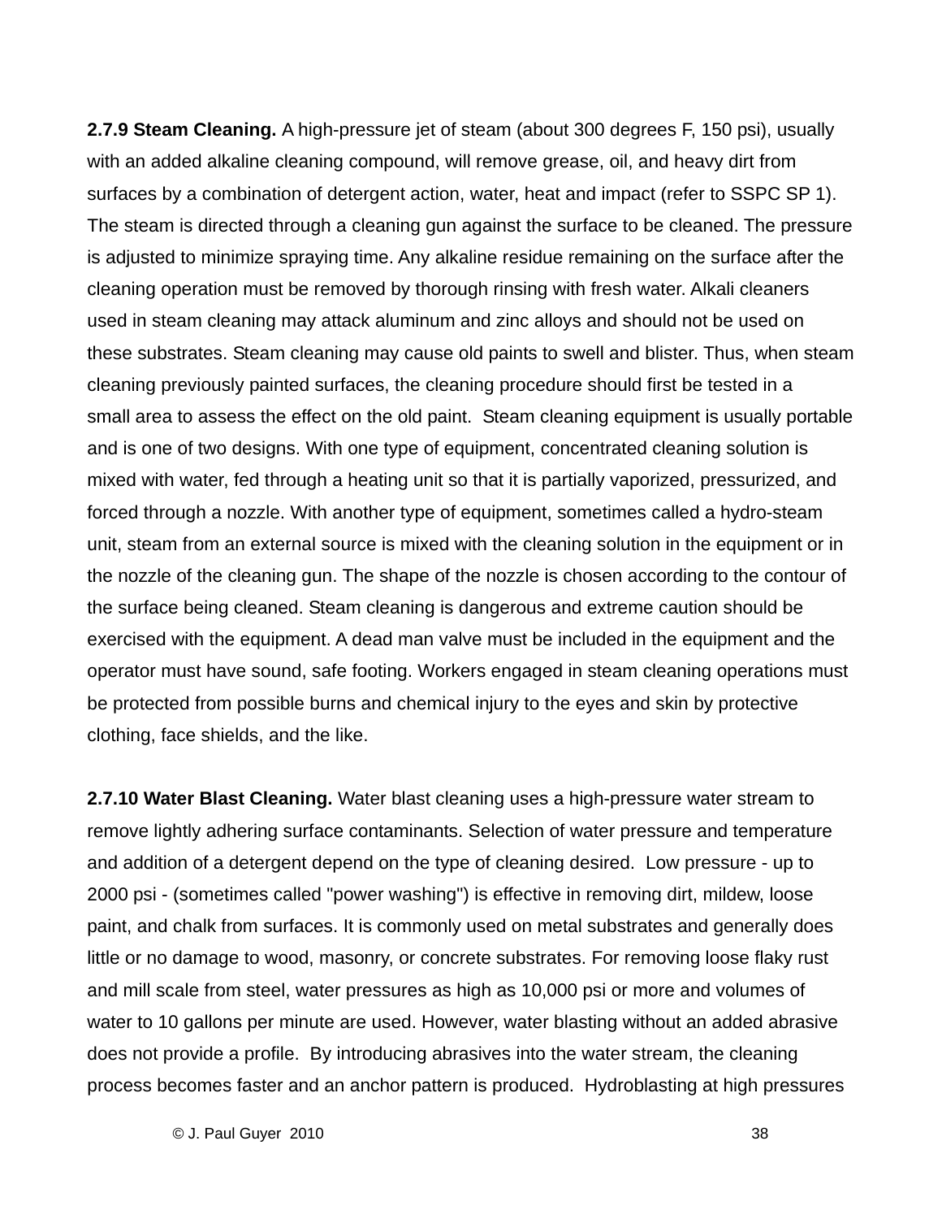**2.7.9 Steam Cleaning.** A high-pressure jet of steam (about 300 degrees F, 150 psi), usually with an added alkaline cleaning compound, will remove grease, oil, and heavy dirt from surfaces by a combination of detergent action, water, heat and impact (refer to SSPC SP 1). The steam is directed through a cleaning gun against the surface to be cleaned. The pressure is adjusted to minimize spraying time. Any alkaline residue remaining on the surface after the cleaning operation must be removed by thorough rinsing with fresh water. Alkali cleaners used in steam cleaning may attack aluminum and zinc alloys and should not be used on these substrates. Steam cleaning may cause old paints to swell and blister. Thus, when steam cleaning previously painted surfaces, the cleaning procedure should first be tested in a small area to assess the effect on the old paint. Steam cleaning equipment is usually portable and is one of two designs. With one type of equipment, concentrated cleaning solution is mixed with water, fed through a heating unit so that it is partially vaporized, pressurized, and forced through a nozzle. With another type of equipment, sometimes called a hydro-steam unit, steam from an external source is mixed with the cleaning solution in the equipment or in the nozzle of the cleaning gun. The shape of the nozzle is chosen according to the contour of the surface being cleaned. Steam cleaning is dangerous and extreme caution should be exercised with the equipment. A dead man valve must be included in the equipment and the operator must have sound, safe footing. Workers engaged in steam cleaning operations must be protected from possible burns and chemical injury to the eyes and skin by protective clothing, face shields, and the like.

**2.7.10 Water Blast Cleaning.** Water blast cleaning uses a high-pressure water stream to remove lightly adhering surface contaminants. Selection of water pressure and temperature and addition of a detergent depend on the type of cleaning desired. Low pressure - up to 2000 psi - (sometimes called "power washing") is effective in removing dirt, mildew, loose paint, and chalk from surfaces. It is commonly used on metal substrates and generally does little or no damage to wood, masonry, or concrete substrates. For removing loose flaky rust and mill scale from steel, water pressures as high as 10,000 psi or more and volumes of water to 10 gallons per minute are used. However, water blasting without an added abrasive does not provide a profile. By introducing abrasives into the water stream, the cleaning process becomes faster and an anchor pattern is produced. Hydroblasting at high pressures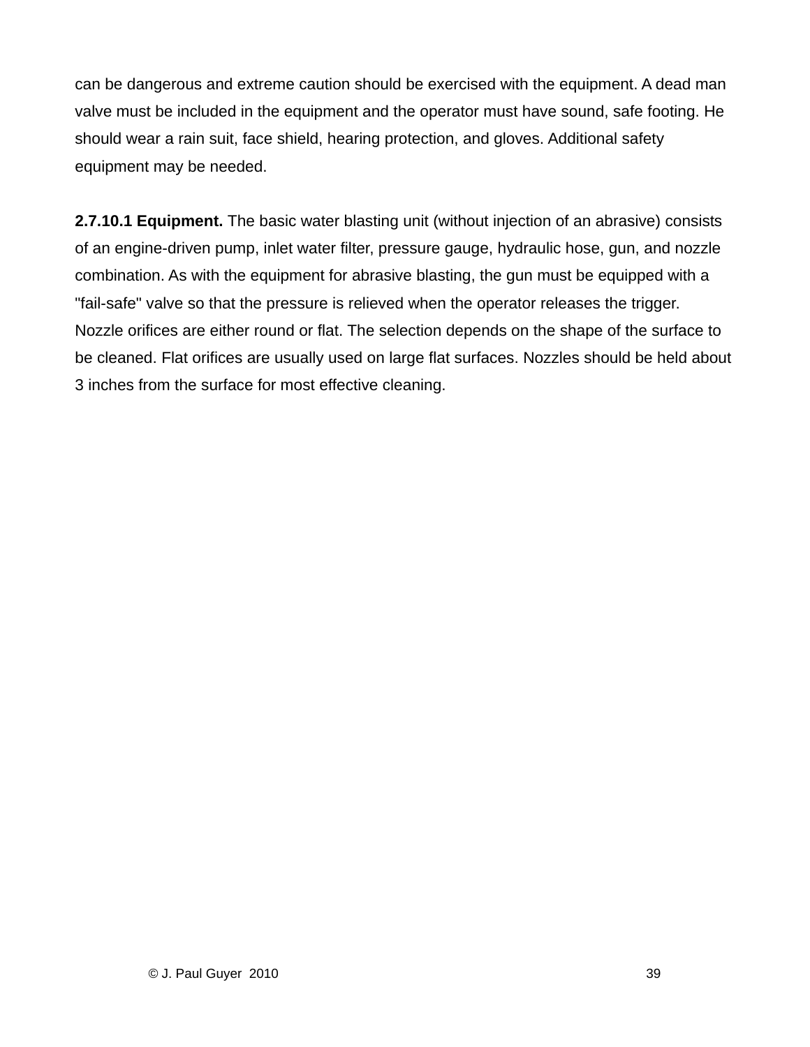can be dangerous and extreme caution should be exercised with the equipment. A dead man valve must be included in the equipment and the operator must have sound, safe footing. He should wear a rain suit, face shield, hearing protection, and gloves. Additional safety equipment may be needed.

**2.7.10.1 Equipment.** The basic water blasting unit (without injection of an abrasive) consists of an engine-driven pump, inlet water filter, pressure gauge, hydraulic hose, gun, and nozzle combination. As with the equipment for abrasive blasting, the gun must be equipped with a "fail-safe" valve so that the pressure is relieved when the operator releases the trigger. Nozzle orifices are either round or flat. The selection depends on the shape of the surface to be cleaned. Flat orifices are usually used on large flat surfaces. Nozzles should be held about 3 inches from the surface for most effective cleaning.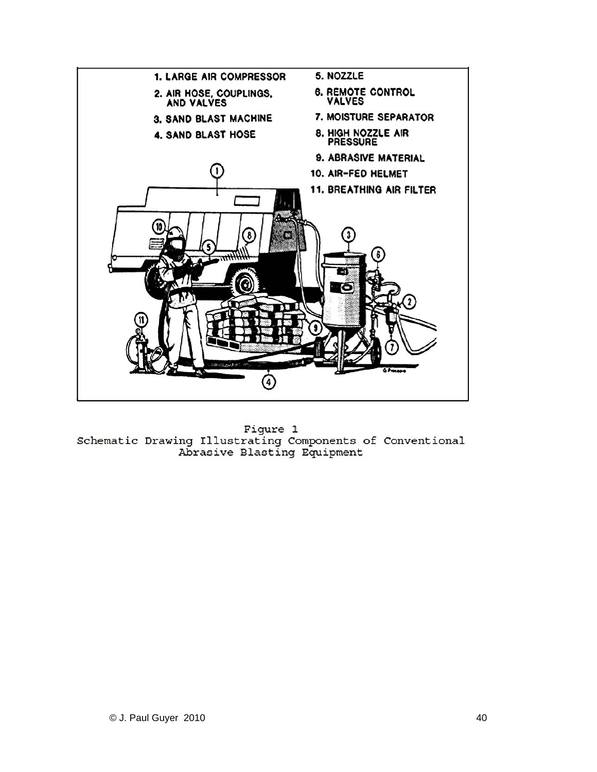1. LARGE AIR COMPRESSOR
2. AIR HOSE, COUPLINGS, AND VALVES
3. SAND BLAST MACHINE
4. SAND BLAST HOSE
5. NOZZLE
6. REMOTE CONTROL VALVES
7. MOISTURE SEPARATOR
8. HIGH NOZZLE AIR PRESSURE
9. ABRASIVE MATERIAL
10. AIR-FED HELMET
11. BREATHING AIR FILTER

Figure 1
Schematic Drawing Illustrating Components of Conventional Abrasive Blasting Equipment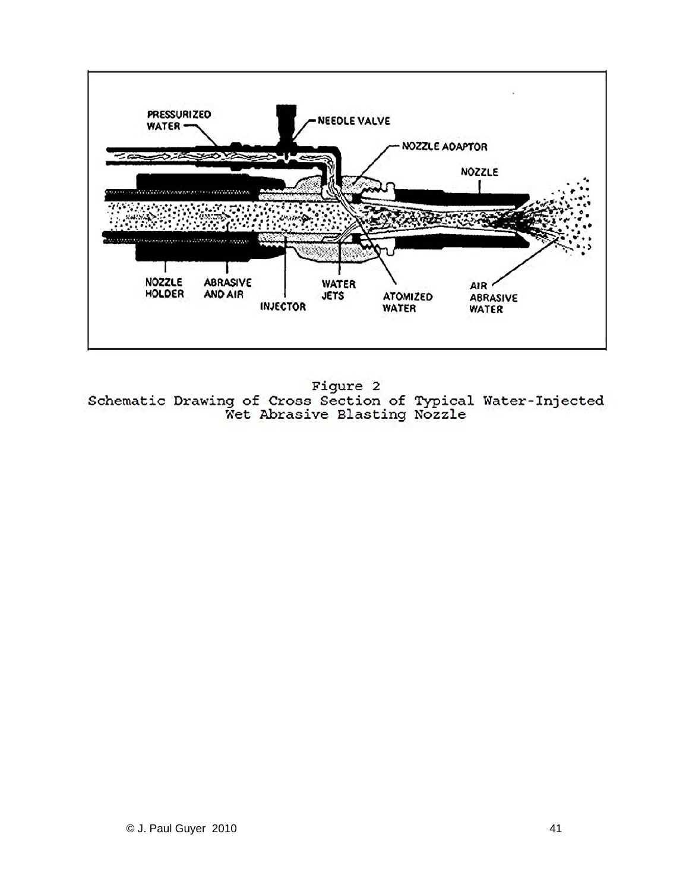Figure 2
Schematic Drawing of Cross Section of Typical Water-Injected Wet Abrasive Blasting Nozzle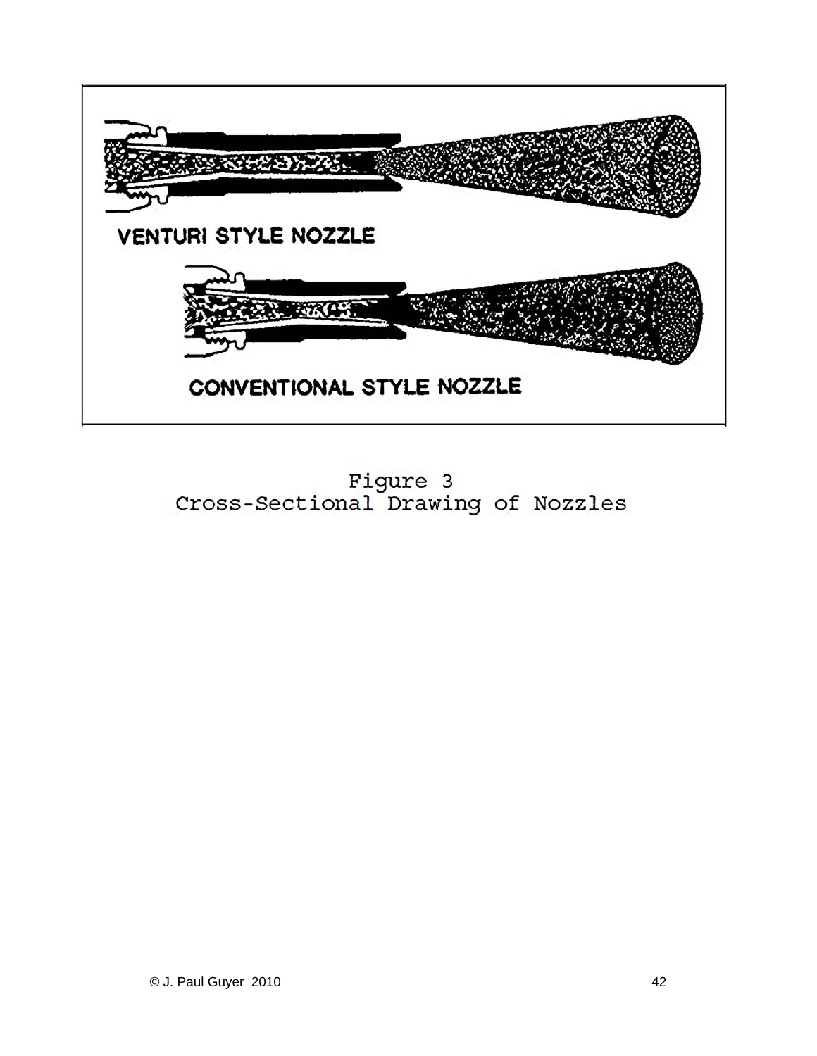VENTURI STYLE NOZZLE

CONVENTIONAL STYLE NOZZLE

Figure 3
Cross-Sectional Drawing of Nozzles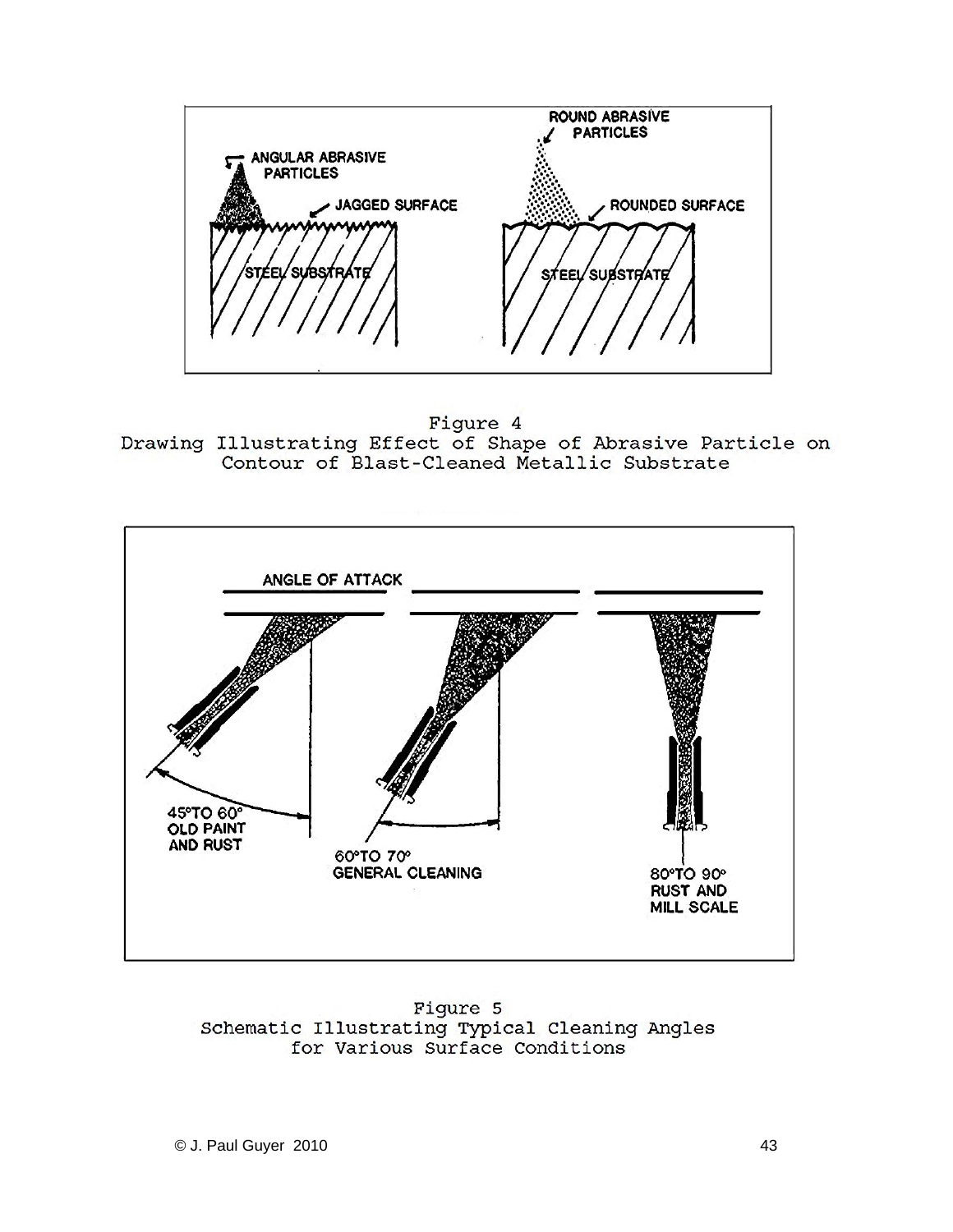Figure 4
Drawing Illustrating Effect of Shape of Abrasive Particle on Contour of Blast-Cleaned Metallic Substrate

Figure 5
Schematic Illustrating Typical Cleaning Angles for Various Surface Conditions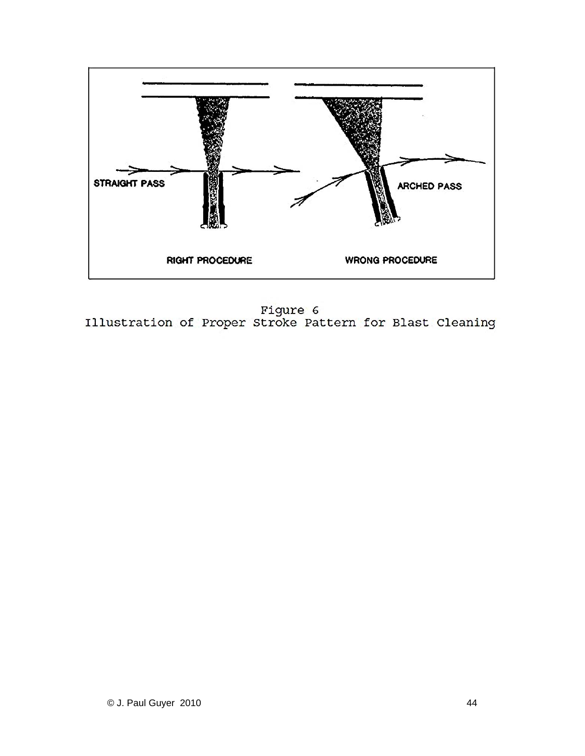STRAIGHT PASS

ARCHED PASS

RIGHT PROCEDURE

WRONG PROCEDURE

Figure 6
Illustration of Proper Stroke Pattern for Blast Cleaning